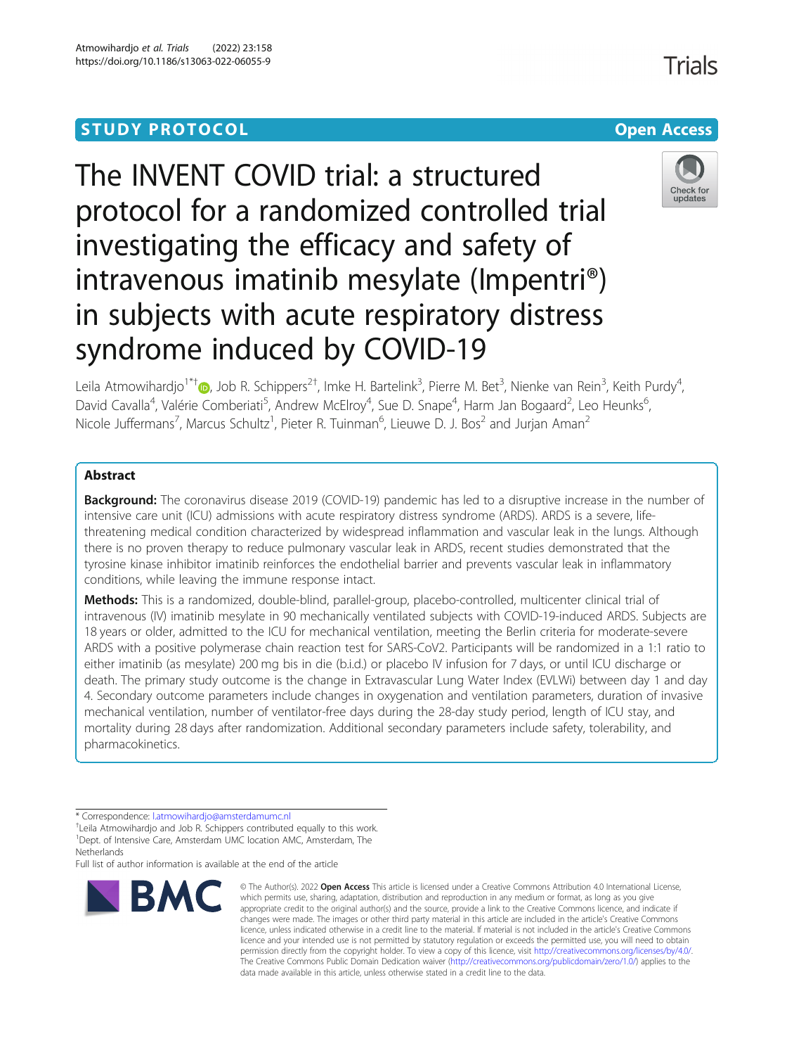STUDY PROTOCOL Open Access

# The INVENT COVID trial: a structured protocol for a randomized controlled trial investigating the efficacy and safety of intravenous imatinib mesylate (Impentri®) in subjects with acute respiratory distress syndrome induced by COVID-19

Leila Atmowihardjo[1*†], Job R. Schippers[2†], Imke H. Bartelink[3], Pierre M. Bet[3], Nienke van Rein[3], Keith Purdy[4], David Cavalla[4], Valérie Comberiati[5], Andrew McElroy[4], Sue D. Snape[4], Harm Jan Bogaard[2], Leo Heunks[6], Nicole Juffermans[7], Marcus Schultz[1], Pieter R. Tuinman[6], Lieuwe D. J. Bos[2] and Jurjan Aman[2]

## Abstract

**Background:** The coronavirus disease 2019 (COVID-19) pandemic has led to a disruptive increase in the number of intensive care unit (ICU) admissions with acute respiratory distress syndrome (ARDS). ARDS is a severe, life-threatening medical condition characterized by widespread inflammation and vascular leak in the lungs. Although there is no proven therapy to reduce pulmonary vascular leak in ARDS, recent studies demonstrated that the tyrosine kinase inhibitor imatinib reinforces the endothelial barrier and prevents vascular leak in inflammatory conditions, while leaving the immune response intact.

**Methods:** This is a randomized, double-blind, parallel-group, placebo-controlled, multicenter clinical trial of intravenous (IV) imatinib mesylate in 90 mechanically ventilated subjects with COVID-19-induced ARDS. Subjects are 18 years or older, admitted to the ICU for mechanical ventilation, meeting the Berlin criteria for moderate-severe ARDS with a positive polymerase chain reaction test for SARS-CoV2. Participants will be randomized in a 1:1 ratio to either imatinib (as mesylate) 200 mg bis in die (b.i.d.) or placebo IV infusion for 7 days, or until ICU discharge or death. The primary study outcome is the change in Extravascular Lung Water Index (EVLWi) between day 1 and day 4. Secondary outcome parameters include changes in oxygenation and ventilation parameters, duration of invasive mechanical ventilation, number of ventilator-free days during the 28-day study period, length of ICU stay, and mortality during 28 days after randomization. Additional secondary parameters include safety, tolerability, and pharmacokinetics.

\* Correspondence: l.atmowihardjo@amsterdamumc.nl

†Leila Atmowihardjo and Job R. Schippers contributed equally to this work.

[1]Dept. of Intensive Care, Amsterdam UMC location AMC, Amsterdam, The Netherlands

Full list of author information is available at the end of the article

© The Author(s). 2022 **Open Access** This article is licensed under a Creative Commons Attribution 4.0 International License, which permits use, sharing, adaptation, distribution and reproduction in any medium or format, as long as you give appropriate credit to the original author(s) and the source, provide a link to the Creative Commons licence, and indicate if changes were made. The images or other third party material in this article are included in the article's Creative Commons licence, unless indicated otherwise in a credit line to the material. If material is not included in the article's Creative Commons licence and your intended use is not permitted by statutory regulation or exceeds the permitted use, you will need to obtain permission directly from the copyright holder. To view a copy of this licence, visit http://creativecommons.org/licenses/by/4.0/. The Creative Commons Public Domain Dedication waiver (http://creativecommons.org/publicdomain/zero/1.0/) applies to the data made available in this article, unless otherwise stated in a credit line to the data.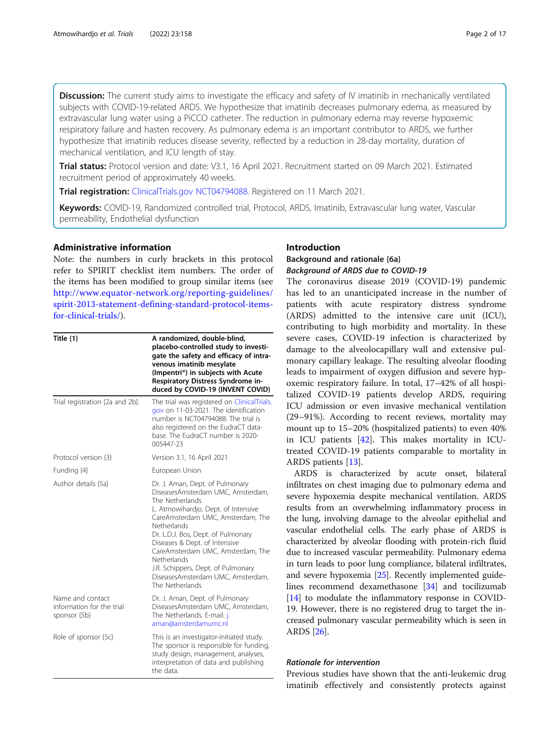**Discussion:** The current study aims to investigate the efficacy and safety of IV imatinib in mechanically ventilated subjects with COVID-19-related ARDS. We hypothesize that imatinib decreases pulmonary edema, as measured by extravascular lung water using a PiCCO catheter. The reduction in pulmonary edema may reverse hypoxemic respiratory failure and hasten recovery. As pulmonary edema is an important contributor to ARDS, we further hypothesize that imatinib reduces disease severity, reflected by a reduction in 28-day mortality, duration of mechanical ventilation, and ICU length of stay.

**Trial status:** Protocol version and date: V3.1, 16 April 2021. Recruitment started on 09 March 2021. Estimated recruitment period of approximately 40 weeks.

**Trial registration:** ClinicalTrials.gov NCT04794088. Registered on 11 March 2021.

**Keywords:** COVID-19, Randomized controlled trial, Protocol, ARDS, Imatinib, Extravascular lung water, Vascular permeability, Endothelial dysfunction

## Administrative information

Note: the numbers in curly brackets in this protocol refer to SPIRIT checklist item numbers. The order of the items has been modified to group similar items (see http://www.equator-network.org/reporting-guidelines/spirit-2013-statement-defining-standard-protocol-items-for-clinical-trials/).

| Title {1} | A randomized, double-blind, placebo-controlled study to investigate the safety and efficacy of intravenous imatinib mesylate (Impentri®) in subjects with Acute Respiratory Distress Syndrome induced by COVID-19 (INVENT COVID) |
|---|---|
| Trial registration {2a and 2b}. | The trial was registered on ClinicalTrials.gov on 11-03-2021. The identification number is NCT04794088. The trial is also registered on the EudraCT database. The EudraCT number is 2020-005447-23 |
| Protocol version {3} | Version 3.1, 16 April 2021 |
| Funding {4} | European Union |
| Author details {5a} | Dr. J. Aman, Dept. of Pulmonary DiseasesAmsterdam UMC, Amsterdam, The Netherlands<br>L. Atmowihardjo, Dept. of Intensive CareAmsterdam UMC, Amsterdam, The Netherlands<br>Dr. L.D.J. Bos, Dept. of Pulmonary Diseases & Dept. of Intensive CareAmsterdam UMC, Amsterdam, The Netherlands<br>J.R. Schippers, Dept. of Pulmonary DiseasesAmsterdam UMC, Amsterdam, The Netherlands |
| Name and contact information for the trial sponsor {5b} | Dr. J. Aman, Dept. of Pulmonary DiseasesAmsterdam UMC, Amsterdam, The Netherlands. E-mail: j.aman@amsterdamumc.nl |
| Role of sponsor {5c} | This is an investigator-initiated study. The sponsor is responsible for funding, study design, management, analyses, interpretation of data and publishing the data. |

## Introduction

### Background and rationale {6a}

#### *Background of ARDS due to COVID-19*

The coronavirus disease 2019 (COVID-19) pandemic has led to an unanticipated increase in the number of patients with acute respiratory distress syndrome (ARDS) admitted to the intensive care unit (ICU), contributing to high morbidity and mortality. In these severe cases, COVID-19 infection is characterized by damage to the alveolocapillary wall and extensive pulmonary capillary leakage. The resulting alveolar flooding leads to impairment of oxygen diffusion and severe hypoxemic respiratory failure. In total, 17–42% of all hospitalized COVID-19 patients develop ARDS, requiring ICU admission or even invasive mechanical ventilation (29–91%). According to recent reviews, mortality may mount up to 15–20% (hospitalized patients) to even 40% in ICU patients [42]. This makes mortality in ICU-treated COVID-19 patients comparable to mortality in ARDS patients [13].

ARDS is characterized by acute onset, bilateral infiltrates on chest imaging due to pulmonary edema and severe hypoxemia despite mechanical ventilation. ARDS results from an overwhelming inflammatory process in the lung, involving damage to the alveolar epithelial and vascular endothelial cells. The early phase of ARDS is characterized by alveolar flooding with protein-rich fluid due to increased vascular permeability. Pulmonary edema in turn leads to poor lung compliance, bilateral infiltrates, and severe hypoxemia [25]. Recently implemented guidelines recommend dexamethasone [34] and tocilizumab [14] to modulate the inflammatory response in COVID-19. However, there is no registered drug to target the increased pulmonary vascular permeability which is seen in ARDS [26].

#### *Rationale for intervention*

Previous studies have shown that the anti-leukemic drug imatinib effectively and consistently protects against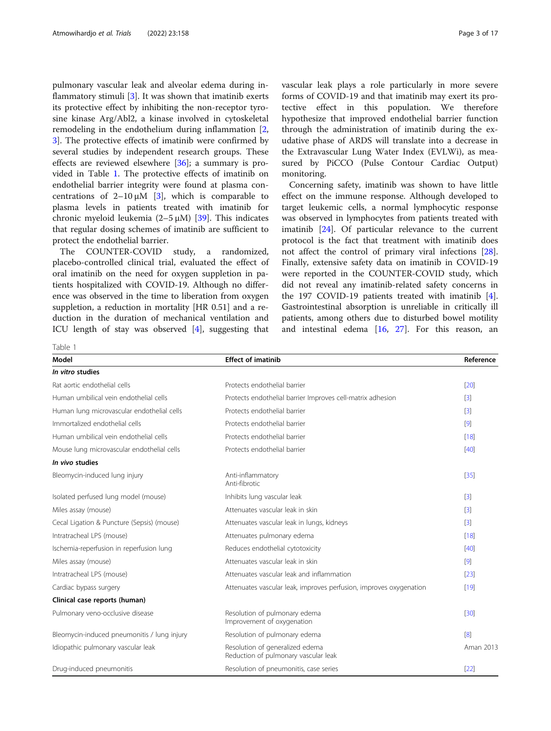pulmonary vascular leak and alveolar edema during inflammatory stimuli [3]. It was shown that imatinib exerts its protective effect by inhibiting the non-receptor tyrosine kinase Arg/Abl2, a kinase involved in cytoskeletal remodeling in the endothelium during inflammation [2, 3]. The protective effects of imatinib were confirmed by several studies by independent research groups. These effects are reviewed elsewhere [36]; a summary is provided in Table 1. The protective effects of imatinib on endothelial barrier integrity were found at plasma concentrations of 2–10 μM [3], which is comparable to plasma levels in patients treated with imatinib for chronic myeloid leukemia (2–5 μM) [39]. This indicates that regular dosing schemes of imatinib are sufficient to protect the endothelial barrier.

The COUNTER-COVID study, a randomized, placebo-controlled clinical trial, evaluated the effect of oral imatinib on the need for oxygen suppletion in patients hospitalized with COVID-19. Although no difference was observed in the time to liberation from oxygen suppletion, a reduction in mortality [HR 0.51] and a reduction in the duration of mechanical ventilation and ICU length of stay was observed [4], suggesting that vascular leak plays a role particularly in more severe forms of COVID-19 and that imatinib may exert its protective effect in this population. We therefore hypothesize that improved endothelial barrier function through the administration of imatinib during the exudative phase of ARDS will translate into a decrease in the Extravascular Lung Water Index (EVLWi), as measured by PiCCO (Pulse Contour Cardiac Output) monitoring.

Concerning safety, imatinib was shown to have little effect on the immune response. Although developed to target leukemic cells, a normal lymphocytic response was observed in lymphocytes from patients treated with imatinib [24]. Of particular relevance to the current protocol is the fact that treatment with imatinib does not affect the control of primary viral infections [28]. Finally, extensive safety data on imatinib in COVID-19 were reported in the COUNTER-COVID study, which did not reveal any imatinib-related safety concerns in the 197 COVID-19 patients treated with imatinib [4]. Gastrointestinal absorption is unreliable in critically ill patients, among others due to disturbed bowel motility and intestinal edema [16, 27]. For this reason, an

Table 1

| Model | Effect of imatinib | Reference |
|---|---|---|
| ***In vitro* studies** | | |
| Rat aortic endothelial cells | Protects endothelial barrier | [20] |
| Human umbilical vein endothelial cells | Protects endothelial barrier Improves cell-matrix adhesion | [3] |
| Human lung microvascular endothelial cells | Protects endothelial barrier | [3] |
| Immortalized endothelial cells | Protects endothelial barrier | [9] |
| Human umbilical vein endothelial cells | Protects endothelial barrier | [18] |
| Mouse lung microvascular endothelial cells | Protects endothelial barrier | [40] |
| ***In vivo* studies** | | |
| Bleomycin-induced lung injury | Anti-inflammatory Anti-fibrotic | [35] |
| Isolated perfused lung model (mouse) | Inhibits lung vascular leak | [3] |
| Miles assay (mouse) | Attenuates vascular leak in skin | [3] |
| Cecal Ligation & Puncture (Sepsis) (mouse) | Attenuates vascular leak in lungs, kidneys | [3] |
| Intratracheal LPS (mouse) | Attenuates pulmonary edema | [18] |
| Ischemia-reperfusion in reperfusion lung | Reduces endothelial cytotoxicity | [40] |
| Miles assay (mouse) | Attenuates vascular leak in skin | [9] |
| Intratracheal LPS (mouse) | Attenuates vascular leak and inflammation | [23] |
| Cardiac bypass surgery | Attenuates vascular leak, improves perfusion, improves oxygenation | [19] |
| **Clinical case reports (human)** | | |
| Pulmonary veno-occlusive disease | Resolution of pulmonary edema Improvement of oxygenation | [30] |
| Bleomycin-induced pneumonitis / lung injury | Resolution of pulmonary edema | [8] |
| Idiopathic pulmonary vascular leak | Resolution of generalized edema Reduction of pulmonary vascular leak | Aman 2013 |
| Drug-induced pneumonitis | Resolution of pneumonitis, case series | [22] |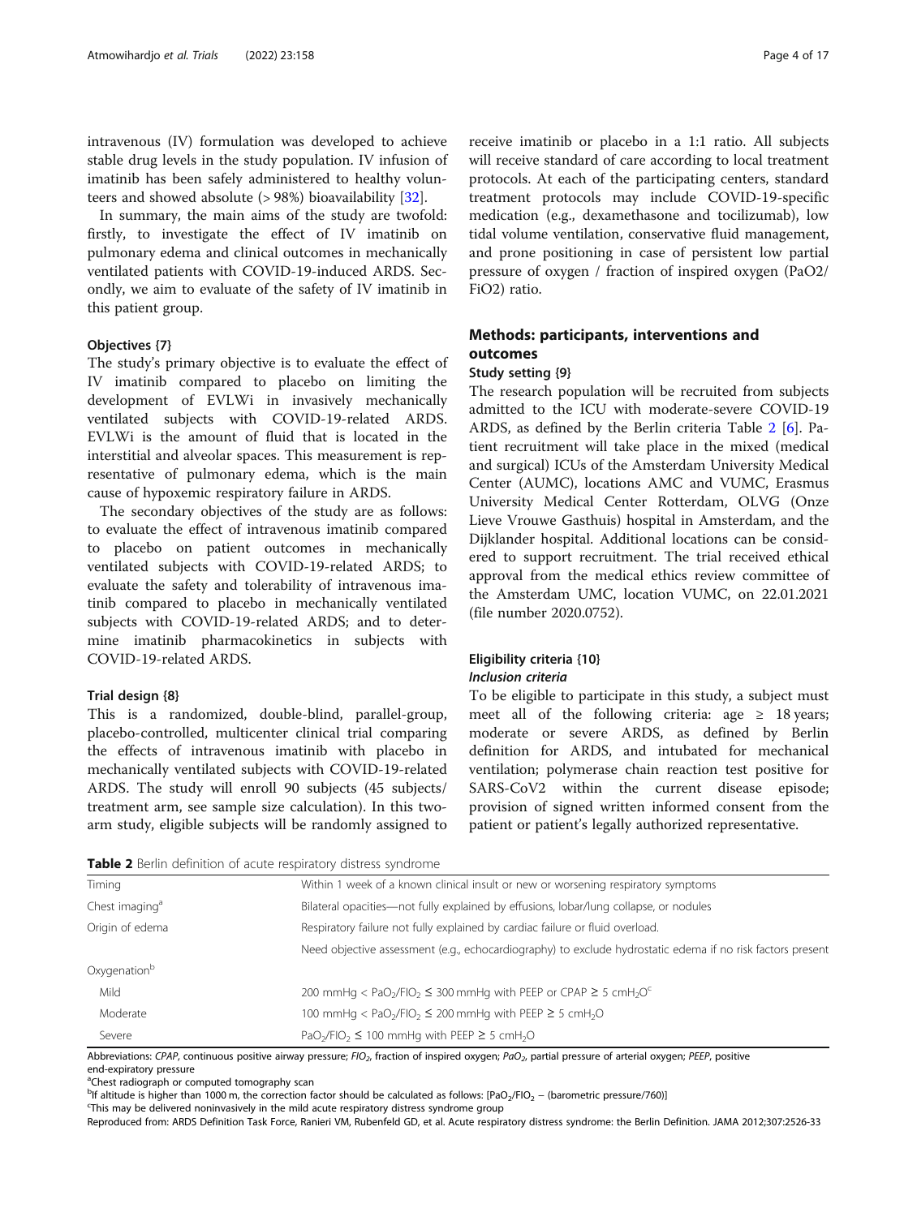intravenous (IV) formulation was developed to achieve stable drug levels in the study population. IV infusion of imatinib has been safely administered to healthy volunteers and showed absolute (> 98%) bioavailability [32].

In summary, the main aims of the study are twofold: firstly, to investigate the effect of IV imatinib on pulmonary edema and clinical outcomes in mechanically ventilated patients with COVID-19-induced ARDS. Secondly, we aim to evaluate of the safety of IV imatinib in this patient group.

### Objectives {7}

The study's primary objective is to evaluate the effect of IV imatinib compared to placebo on limiting the development of EVLWi in invasively mechanically ventilated subjects with COVID-19-related ARDS. EVLWi is the amount of fluid that is located in the interstitial and alveolar spaces. This measurement is representative of pulmonary edema, which is the main cause of hypoxemic respiratory failure in ARDS.

The secondary objectives of the study are as follows: to evaluate the effect of intravenous imatinib compared to placebo on patient outcomes in mechanically ventilated subjects with COVID-19-related ARDS; to evaluate the safety and tolerability of intravenous imatinib compared to placebo in mechanically ventilated subjects with COVID-19-related ARDS; and to determine imatinib pharmacokinetics in subjects with COVID-19-related ARDS.

### Trial design {8}

This is a randomized, double-blind, parallel-group, placebo-controlled, multicenter clinical trial comparing the effects of intravenous imatinib with placebo in mechanically ventilated subjects with COVID-19-related ARDS. The study will enroll 90 subjects (45 subjects/treatment arm, see sample size calculation). In this two-arm study, eligible subjects will be randomly assigned to receive imatinib or placebo in a 1:1 ratio. All subjects will receive standard of care according to local treatment protocols. At each of the participating centers, standard treatment protocols may include COVID-19-specific medication (e.g., dexamethasone and tocilizumab), low tidal volume ventilation, conservative fluid management, and prone positioning in case of persistent low partial pressure of oxygen / fraction of inspired oxygen (PaO2/FiO2) ratio.

## Methods: participants, interventions and outcomes

### Study setting {9}

The research population will be recruited from subjects admitted to the ICU with moderate-severe COVID-19 ARDS, as defined by the Berlin criteria Table 2 [6]. Patient recruitment will take place in the mixed (medical and surgical) ICUs of the Amsterdam University Medical Center (AUMC), locations AMC and VUMC, Erasmus University Medical Center Rotterdam, OLVG (Onze Lieve Vrouwe Gasthuis) hospital in Amsterdam, and the Dijklander hospital. Additional locations can be considered to support recruitment. The trial received ethical approval from the medical ethics review committee of the Amsterdam UMC, location VUMC, on 22.01.2021 (file number 2020.0752).

### Eligibility criteria {10}

#### *Inclusion criteria*

To be eligible to participate in this study, a subject must meet all of the following criteria: age ≥ 18 years; moderate or severe ARDS, as defined by Berlin definition for ARDS, and intubated for mechanical ventilation; polymerase chain reaction test positive for SARS-CoV2 within the current disease episode; provision of signed written informed consent from the patient or patient's legally authorized representative.

**Table 2** Berlin definition of acute respiratory distress syndrome

| | |
|---|---|
| Timing | Within 1 week of a known clinical insult or new or worsening respiratory symptoms |
| Chest imaging[a] | Bilateral opacities—not fully explained by effusions, lobar/lung collapse, or nodules |
| Origin of edema | Respiratory failure not fully explained by cardiac failure or fluid overload. |
| | Need objective assessment (e.g., echocardiography) to exclude hydrostatic edema if no risk factors present |
| Oxygenation[b] | |
| Mild | 200 mmHg < $PaO_2/FIO_2$ ≤ 300 mmHg with PEEP or CPAP ≥ 5 $cmH_2O$[c] |
| Moderate | 100 mmHg < $PaO_2/FIO_2$ ≤ 200 mmHg with PEEP ≥ 5 $cmH_2O$ |
| Severe | $PaO_2/FIO_2$ ≤ 100 mmHg with PEEP ≥ 5 $cmH_2O$ |

Abbreviations: *CPAP*, continuous positive airway pressure; *$FIO_2$*, fraction of inspired oxygen; *$PaO_2$*, partial pressure of arterial oxygen; *PEEP*, positive end-expiratory pressure

[a]Chest radiograph or computed tomography scan

[b]If altitude is higher than 1000 m, the correction factor should be calculated as follows: [$PaO_2/FIO_2$ − (barometric pressure/760)]

[c]This may be delivered noninvasively in the mild acute respiratory distress syndrome group

Reproduced from: ARDS Definition Task Force, Ranieri VM, Rubenfeld GD, et al. Acute respiratory distress syndrome: the Berlin Definition. JAMA 2012;307:2526-33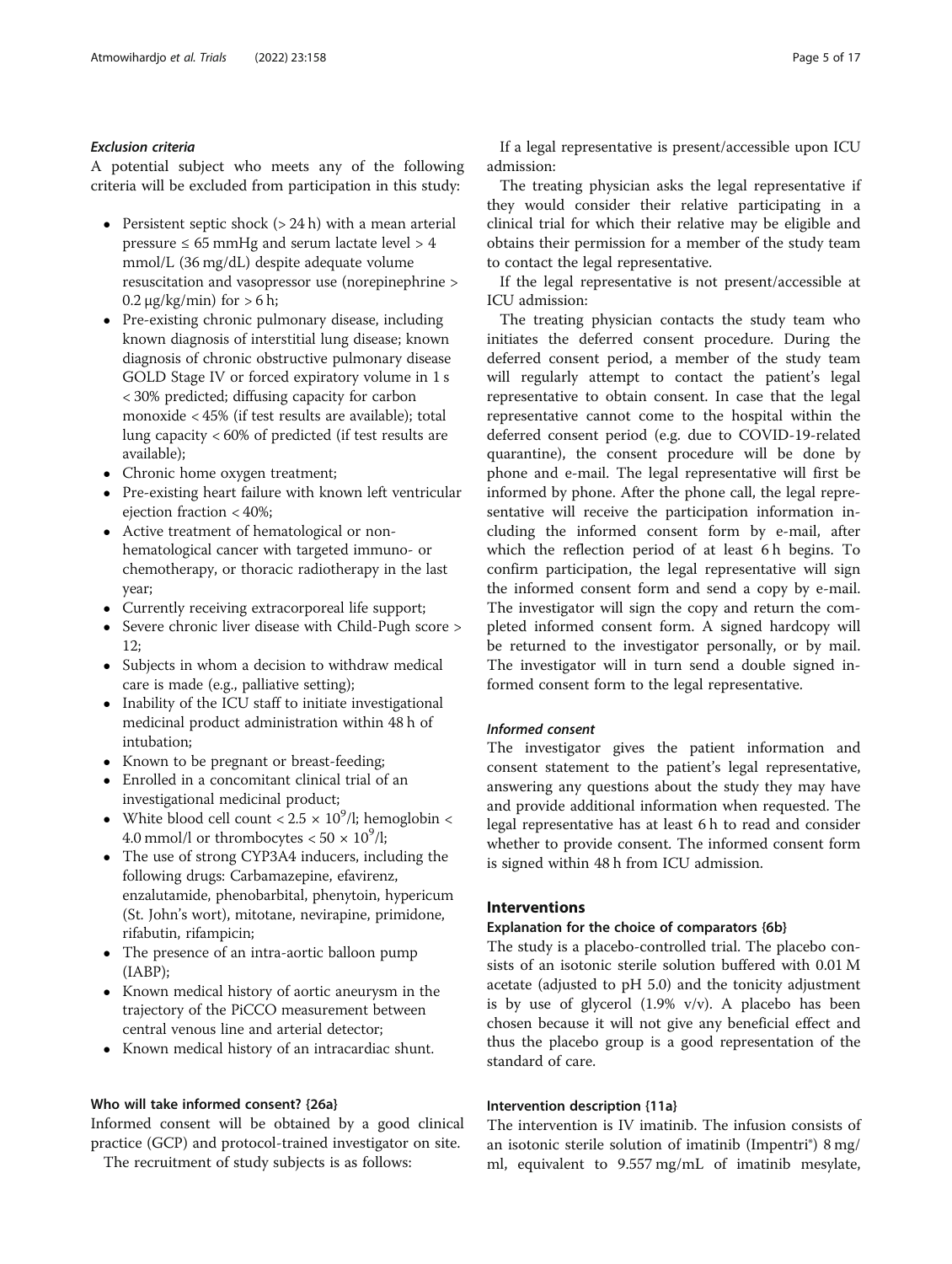#### *Exclusion criteria*

A potential subject who meets any of the following criteria will be excluded from participation in this study:

- Persistent septic shock (> 24 h) with a mean arterial pressure ≤ 65 mmHg and serum lactate level > 4 mmol/L (36 mg/dL) despite adequate volume resuscitation and vasopressor use (norepinephrine > 0.2 μg/kg/min) for > 6 h;
- Pre-existing chronic pulmonary disease, including known diagnosis of interstitial lung disease; known diagnosis of chronic obstructive pulmonary disease GOLD Stage IV or forced expiratory volume in 1 s < 30% predicted; diffusing capacity for carbon monoxide < 45% (if test results are available); total lung capacity < 60% of predicted (if test results are available);
- Chronic home oxygen treatment;
- Pre-existing heart failure with known left ventricular ejection fraction < 40%;
- Active treatment of hematological or non-hematological cancer with targeted immuno- or chemotherapy, or thoracic radiotherapy in the last year;
- Currently receiving extracorporeal life support;
- Severe chronic liver disease with Child-Pugh score > 12;
- Subjects in whom a decision to withdraw medical care is made (e.g., palliative setting);
- Inability of the ICU staff to initiate investigational medicinal product administration within 48 h of intubation;
- Known to be pregnant or breast-feeding;
- Enrolled in a concomitant clinical trial of an investigational medicinal product;
- White blood cell count $< 2.5 \times 10^9$/l; hemoglobin < 4.0 mmol/l or thrombocytes $< 50 \times 10^9$/l;
- The use of strong CYP3A4 inducers, including the following drugs: Carbamazepine, efavirenz, enzalutamide, phenobarbital, phenytoin, hypericum (St. John's wort), mitotane, nevirapine, primidone, rifabutin, rifampicin;
- The presence of an intra-aortic balloon pump (IABP);
- Known medical history of aortic aneurysm in the trajectory of the PiCCO measurement between central venous line and arterial detector;
- Known medical history of an intracardiac shunt.

### Who will take informed consent? {26a}

Informed consent will be obtained by a good clinical practice (GCP) and protocol-trained investigator on site.

The recruitment of study subjects is as follows:

If a legal representative is present/accessible upon ICU admission:

The treating physician asks the legal representative if they would consider their relative participating in a clinical trial for which their relative may be eligible and obtains their permission for a member of the study team to contact the legal representative.

If the legal representative is not present/accessible at ICU admission:

The treating physician contacts the study team who initiates the deferred consent procedure. During the deferred consent period, a member of the study team will regularly attempt to contact the patient's legal representative to obtain consent. In case that the legal representative cannot come to the hospital within the deferred consent period (e.g. due to COVID-19-related quarantine), the consent procedure will be done by phone and e-mail. The legal representative will first be informed by phone. After the phone call, the legal representative will receive the participation information including the informed consent form by e-mail, after which the reflection period of at least 6 h begins. To confirm participation, the legal representative will sign the informed consent form and send a copy by e-mail. The investigator will sign the copy and return the completed informed consent form. A signed hardcopy will be returned to the investigator personally, or by mail. The investigator will in turn send a double signed informed consent form to the legal representative.

#### *Informed consent*

The investigator gives the patient information and consent statement to the patient's legal representative, answering any questions about the study they may have and provide additional information when requested. The legal representative has at least 6 h to read and consider whether to provide consent. The informed consent form is signed within 48 h from ICU admission.

## Interventions

### Explanation for the choice of comparators {6b}

The study is a placebo-controlled trial. The placebo consists of an isotonic sterile solution buffered with 0.01 M acetate (adjusted to pH 5.0) and the tonicity adjustment is by use of glycerol (1.9% v/v). A placebo has been chosen because it will not give any beneficial effect and thus the placebo group is a good representation of the standard of care.

### Intervention description {11a}

The intervention is IV imatinib. The infusion consists of an isotonic sterile solution of imatinib (Impentri®) 8 mg/ml, equivalent to 9.557 mg/mL of imatinib mesylate,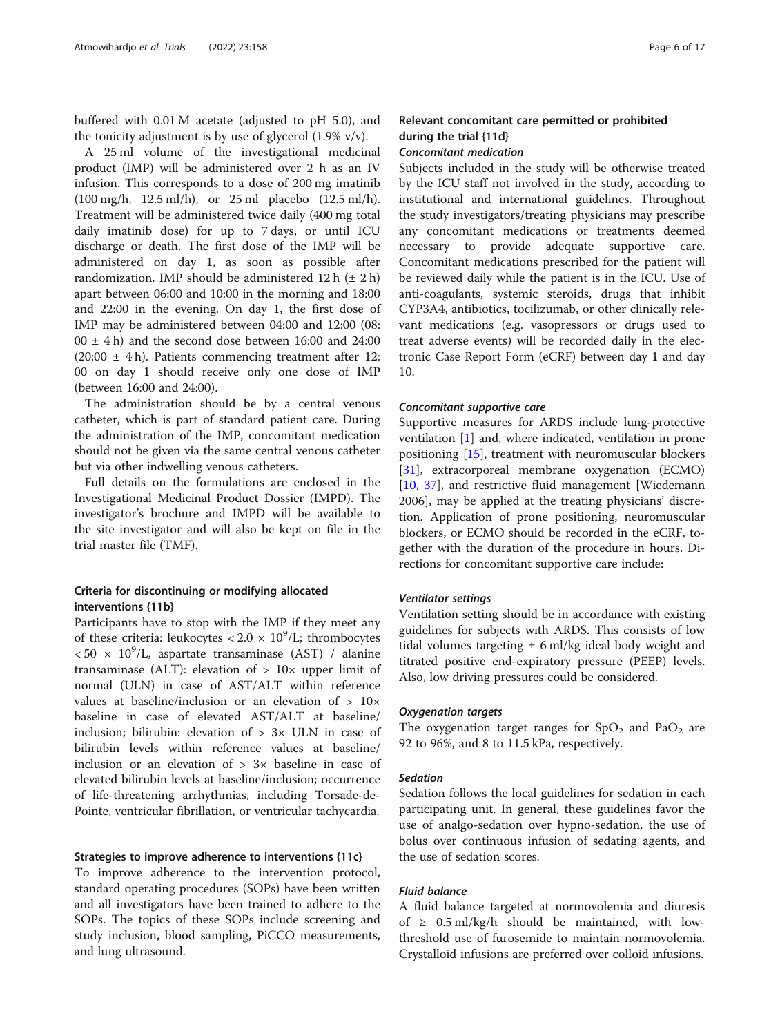buffered with 0.01 M acetate (adjusted to pH 5.0), and the tonicity adjustment is by use of glycerol (1.9% v/v).

A 25 ml volume of the investigational medicinal product (IMP) will be administered over 2 h as an IV infusion. This corresponds to a dose of 200 mg imatinib (100 mg/h, 12.5 ml/h), or 25 ml placebo (12.5 ml/h). Treatment will be administered twice daily (400 mg total daily imatinib dose) for up to 7 days, or until ICU discharge or death. The first dose of the IMP will be administered on day 1, as soon as possible after randomization. IMP should be administered 12 h (± 2 h) apart between 06:00 and 10:00 in the morning and 18:00 and 22:00 in the evening. On day 1, the first dose of IMP may be administered between 04:00 and 12:00 (08:00 ± 4 h) and the second dose between 16:00 and 24:00 (20:00 ± 4 h). Patients commencing treatment after 12:00 on day 1 should receive only one dose of IMP (between 16:00 and 24:00).

The administration should be by a central venous catheter, which is part of standard patient care. During the administration of the IMP, concomitant medication should not be given via the same central venous catheter but via other indwelling venous catheters.

Full details on the formulations are enclosed in the Investigational Medicinal Product Dossier (IMPD). The investigator's brochure and IMPD will be available to the site investigator and will also be kept on file in the trial master file (TMF).

### Criteria for discontinuing or modifying allocated interventions {11b}

Participants have to stop with the IMP if they meet any of these criteria: leukocytes < $2.0 \times 10^9$/L; thrombocytes < $50 \times 10^9$/L, aspartate transaminase (AST) / alanine transaminase (ALT): elevation of > 10× upper limit of normal (ULN) in case of AST/ALT within reference values at baseline/inclusion or an elevation of > 10× baseline in case of elevated AST/ALT at baseline/inclusion; bilirubin: elevation of > 3× ULN in case of bilirubin levels within reference values at baseline/inclusion or an elevation of > 3× baseline in case of elevated bilirubin levels at baseline/inclusion; occurrence of life-threatening arrhythmias, including Torsade-de-Pointe, ventricular fibrillation, or ventricular tachycardia.

### Strategies to improve adherence to interventions {11c}

To improve adherence to the intervention protocol, standard operating procedures (SOPs) have been written and all investigators have been trained to adhere to the SOPs. The topics of these SOPs include screening and study inclusion, blood sampling, PiCCO measurements, and lung ultrasound.

### Relevant concomitant care permitted or prohibited during the trial {11d}

#### *Concomitant medication*

Subjects included in the study will be otherwise treated by the ICU staff not involved in the study, according to institutional and international guidelines. Throughout the study investigators/treating physicians may prescribe any concomitant medications or treatments deemed necessary to provide adequate supportive care. Concomitant medications prescribed for the patient will be reviewed daily while the patient is in the ICU. Use of anti-coagulants, systemic steroids, drugs that inhibit CYP3A4, antibiotics, tocilizumab, or other clinically relevant medications (e.g. vasopressors or drugs used to treat adverse events) will be recorded daily in the electronic Case Report Form (eCRF) between day 1 and day 10.

#### *Concomitant supportive care*

Supportive measures for ARDS include lung-protective ventilation [1] and, where indicated, ventilation in prone positioning [15], treatment with neuromuscular blockers [31], extracorporeal membrane oxygenation (ECMO) [10, 37], and restrictive fluid management [Wiedemann 2006], may be applied at the treating physicians' discretion. Application of prone positioning, neuromuscular blockers, or ECMO should be recorded in the eCRF, together with the duration of the procedure in hours. Directions for concomitant supportive care include:

#### *Ventilator settings*

Ventilation setting should be in accordance with existing guidelines for subjects with ARDS. This consists of low tidal volumes targeting ± 6 ml/kg ideal body weight and titrated positive end-expiratory pressure (PEEP) levels. Also, low driving pressures could be considered.

#### *Oxygenation targets*

The oxygenation target ranges for $SpO_2$ and $PaO_2$ are 92 to 96%, and 8 to 11.5 kPa, respectively.

#### *Sedation*

Sedation follows the local guidelines for sedation in each participating unit. In general, these guidelines favor the use of analgo-sedation over hypno-sedation, the use of bolus over continuous infusion of sedating agents, and the use of sedation scores.

#### *Fluid balance*

A fluid balance targeted at normovolemia and diuresis of ≥ 0.5 ml/kg/h should be maintained, with low-threshold use of furosemide to maintain normovolemia. Crystalloid infusions are preferred over colloid infusions.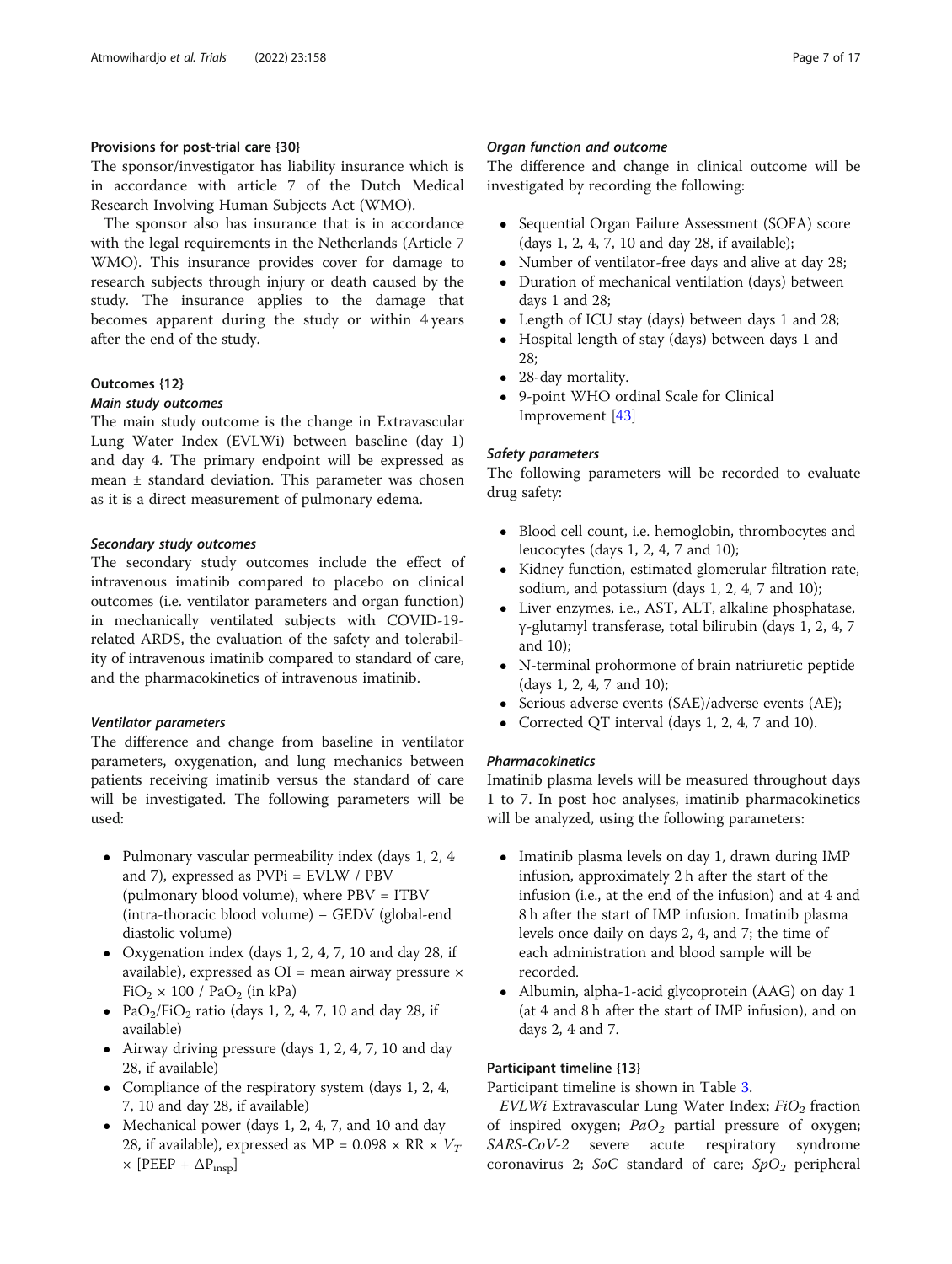## Provisions for post-trial care {30}

The sponsor/investigator has liability insurance which is in accordance with article 7 of the Dutch Medical Research Involving Human Subjects Act (WMO).

The sponsor also has insurance that is in accordance with the legal requirements in the Netherlands (Article 7 WMO). This insurance provides cover for damage to research subjects through injury or death caused by the study. The insurance applies to the damage that becomes apparent during the study or within 4 years after the end of the study.

## Outcomes {12}

### *Main study outcomes*

The main study outcome is the change in Extravascular Lung Water Index (EVLWi) between baseline (day 1) and day 4. The primary endpoint will be expressed as mean ± standard deviation. This parameter was chosen as it is a direct measurement of pulmonary edema.

### *Secondary study outcomes*

The secondary study outcomes include the effect of intravenous imatinib compared to placebo on clinical outcomes (i.e. ventilator parameters and organ function) in mechanically ventilated subjects with COVID-19-related ARDS, the evaluation of the safety and tolerability of intravenous imatinib compared to standard of care, and the pharmacokinetics of intravenous imatinib.

### *Ventilator parameters*

The difference and change from baseline in ventilator parameters, oxygenation, and lung mechanics between patients receiving imatinib versus the standard of care will be investigated. The following parameters will be used:

- Pulmonary vascular permeability index (days 1, 2, 4 and 7), expressed as PVPi = EVLW / PBV (pulmonary blood volume), where PBV = ITBV (intra-thoracic blood volume) – GEDV (global-end diastolic volume)
- Oxygenation index (days 1, 2, 4, 7, 10 and day 28, if available), expressed as OI = mean airway pressure × $FiO_2$ × 100 / $PaO_2$ (in kPa)
- $PaO_2/FiO_2$ ratio (days 1, 2, 4, 7, 10 and day 28, if available)
- Airway driving pressure (days 1, 2, 4, 7, 10 and day 28, if available)
- Compliance of the respiratory system (days 1, 2, 4, 7, 10 and day 28, if available)
- Mechanical power (days 1, 2, 4, 7, and 10 and day 28, if available), expressed as $MP = 0.098 \times RR \times V_T \times [PEEP + \Delta P_{insp}]$

### *Organ function and outcome*

The difference and change in clinical outcome will be investigated by recording the following:

- Sequential Organ Failure Assessment (SOFA) score (days 1, 2, 4, 7, 10 and day 28, if available);
- Number of ventilator-free days and alive at day 28;
- Duration of mechanical ventilation (days) between days 1 and 28;
- Length of ICU stay (days) between days 1 and 28;
- Hospital length of stay (days) between days 1 and 28;
- 28-day mortality.
- 9-point WHO ordinal Scale for Clinical Improvement [43]

### *Safety parameters*

The following parameters will be recorded to evaluate drug safety:

- Blood cell count, i.e. hemoglobin, thrombocytes and leucocytes (days 1, 2, 4, 7 and 10);
- Kidney function, estimated glomerular filtration rate, sodium, and potassium (days 1, 2, 4, 7 and 10);
- Liver enzymes, i.e., AST, ALT, alkaline phosphatase, γ-glutamyl transferase, total bilirubin (days 1, 2, 4, 7 and 10);
- N-terminal prohormone of brain natriuretic peptide (days 1, 2, 4, 7 and 10);
- Serious adverse events (SAE)/adverse events (AE);
- Corrected QT interval (days 1, 2, 4, 7 and 10).

### *Pharmacokinetics*

Imatinib plasma levels will be measured throughout days 1 to 7. In post hoc analyses, imatinib pharmacokinetics will be analyzed, using the following parameters:

- Imatinib plasma levels on day 1, drawn during IMP infusion, approximately 2 h after the start of the infusion (i.e., at the end of the infusion) and at 4 and 8 h after the start of IMP infusion. Imatinib plasma levels once daily on days 2, 4, and 7; the time of each administration and blood sample will be recorded.
- Albumin, alpha-1-acid glycoprotein (AAG) on day 1 (at 4 and 8 h after the start of IMP infusion), and on days 2, 4 and 7.

## Participant timeline {13}

Participant timeline is shown in Table 3.

*EVLWi* Extravascular Lung Water Index; *$FiO_2$* fraction of inspired oxygen; *$PaO_2$* partial pressure of oxygen; *SARS-CoV-2* severe acute respiratory syndrome coronavirus 2; *SoC* standard of care; *$SpO_2$* peripheral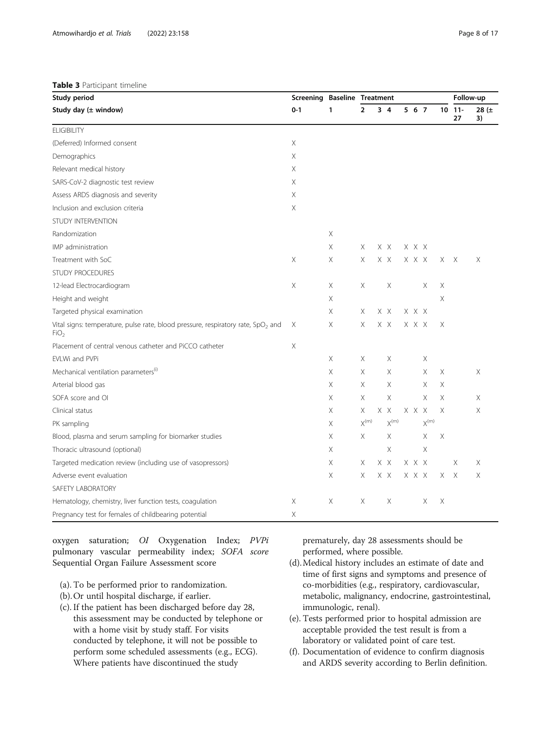**Table 3** Participant timeline

| Study period | Screening | Baseline | Treatment | | | | | | Follow-up | | |
|---|---|---|---|---|---|---|---|---|---|---|---|
| Study day (± window) | 0-1 | 1 | 2 | 3 | 4 | 5 | 6 | 7 | 10 | 11-27 | 28 (± 3) |
| ELIGIBILITY | | | | | | | | | | | |
| (Deferred) Informed consent | X | | | | | | | | | | |
| Demographics | X | | | | | | | | | | |
| Relevant medical history | X | | | | | | | | | | |
| SARS-CoV-2 diagnostic test review | X | | | | | | | | | | |
| Assess ARDS diagnosis and severity | X | | | | | | | | | | |
| Inclusion and exclusion criteria | X | | | | | | | | | | |
| STUDY INTERVENTION | | | | | | | | | | | |
| Randomization | | X | | | | | | | | | |
| IMP administration | | X | X | X | X | X | X | X | | | |
| Treatment with SoC | X | X | X | X | X | X | X | X | X | X | X |
| STUDY PROCEDURES | | | | | | | | | | | |
| 12-lead Electrocardiogram | X | X | X | | X | | | X | X | | |
| Height and weight | | X | | | | | | | X | | |
| Targeted physical examination | | X | X | X | X | X | X | X | | | |
| Vital signs: temperature, pulse rate, blood pressure, respiratory rate, $SpO_2$ and $FiO_2$ | X | X | X | X | X | X | X | X | X | | |
| Placement of central venous catheter and PiCCO catheter | X | | | | | | | | | | |
| EVLWi and PVPi | | X | X | | X | | | X | | | |
| Mechanical ventilation parameters[l] | | X | X | | X | | | X | X | | X |
| Arterial blood gas | | X | X | | X | | | X | X | | |
| SOFA score and OI | | X | X | | X | | | X | X | | X |
| Clinical status | | X | X | X | X | X | X | X | X | | X |
| PK sampling | | X | X[m] | | X[m] | | | X[m] | | | |
| Blood, plasma and serum sampling for biomarker studies | | X | X | | X | | | X | X | | |
| Thoracic ultrasound (optional) | | X | | | X | | | X | | | |
| Targeted medication review (including use of vasopressors) | | X | X | X | X | X | X | X | | X | X |
| Adverse event evaluation | | X | X | X | X | X | X | X | X | X | X |
| SAFETY LABORATORY | | | | | | | | | | | |
| Hematology, chemistry, liver function tests, coagulation | X | X | X | | X | | | X | X | | |
| Pregnancy test for females of childbearing potential | X | | | | | | | | | | |

oxygen saturation; *OI* Oxygenation Index; *PVPi* pulmonary vascular permeability index; *SOFA score* Sequential Organ Failure Assessment score

(a). To be performed prior to randomization.

(b). Or until hospital discharge, if earlier.

(c). If the patient has been discharged before day 28, this assessment may be conducted by telephone or with a home visit by study staff. For visits conducted by telephone, it will not be possible to perform some scheduled assessments (e.g., ECG). Where patients have discontinued the study prematurely, day 28 assessments should be performed, where possible.

(d). Medical history includes an estimate of date and time of first signs and symptoms and presence of co-morbidities (e.g., respiratory, cardiovascular, metabolic, malignancy, endocrine, gastrointestinal, immunologic, renal).

(e). Tests performed prior to hospital admission are acceptable provided the test result is from a laboratory or validated point of care test.

(f). Documentation of evidence to confirm diagnosis and ARDS severity according to Berlin definition.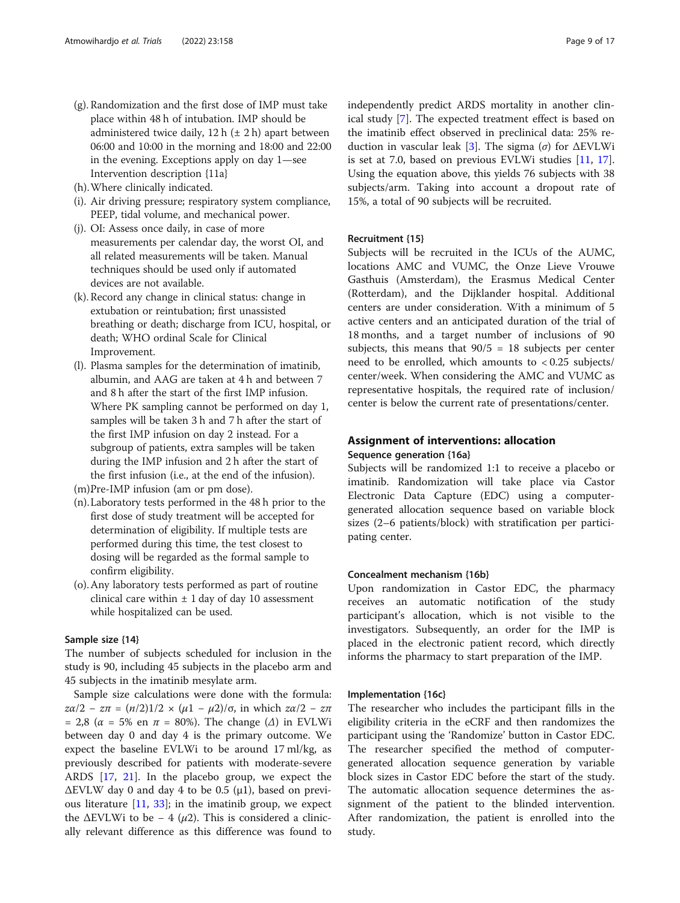(g). Randomization and the first dose of IMP must take place within 48 h of intubation. IMP should be administered twice daily, 12 h (± 2 h) apart between 06:00 and 10:00 in the morning and 18:00 and 22:00 in the evening. Exceptions apply on day 1—see Intervention description {11a}

(h). Where clinically indicated.

(i). Air driving pressure; respiratory system compliance, PEEP, tidal volume, and mechanical power.

(j). OI: Assess once daily, in case of more measurements per calendar day, the worst OI, and all related measurements will be taken. Manual techniques should be used only if automated devices are not available.

(k). Record any change in clinical status: change in extubation or reintubation; first unassisted breathing or death; discharge from ICU, hospital, or death; WHO ordinal Scale for Clinical Improvement.

(l). Plasma samples for the determination of imatinib, albumin, and AAG are taken at 4 h and between 7 and 8 h after the start of the first IMP infusion. Where PK sampling cannot be performed on day 1, samples will be taken 3 h and 7 h after the start of the first IMP infusion on day 2 instead. For a subgroup of patients, extra samples will be taken during the IMP infusion and 2 h after the start of the first infusion (i.e., at the end of the infusion).

(m) Pre-IMP infusion (am or pm dose).

(n). Laboratory tests performed in the 48 h prior to the first dose of study treatment will be accepted for determination of eligibility. If multiple tests are performed during this time, the test closest to dosing will be regarded as the formal sample to confirm eligibility.

(o). Any laboratory tests performed as part of routine clinical care within ± 1 day of day 10 assessment while hospitalized can be used.

### Sample size {14}

The number of subjects scheduled for inclusion in the study is 90, including 45 subjects in the placebo arm and 45 subjects in the imatinib mesylate arm.

Sample size calculations were done with the formula: $z\alpha/2 - z\pi = (n/2)1/2 \times (\mu1 - \mu2)/\sigma$, in which $z\alpha/2 - z\pi = 2{,}8$ ($\alpha$ = 5% en $\pi$ = 80%). The change ($\Delta$) in EVLWi between day 0 and day 4 is the primary outcome. We expect the baseline EVLWi to be around 17 ml/kg, as previously described for patients with moderate-severe ARDS [17, 21]. In the placebo group, we expect the ΔEVLW day 0 and day 4 to be 0.5 (μ1), based on previous literature [11, 33]; in the imatinib group, we expect the ΔEVLWi to be − 4 ($\mu2$). This is considered a clinically relevant difference as this difference was found to independently predict ARDS mortality in another clinical study [7]. The expected treatment effect is based on the imatinib effect observed in preclinical data: 25% reduction in vascular leak [3]. The sigma ($\sigma$) for ΔEVLWi is set at 7.0, based on previous EVLWi studies [11, 17]. Using the equation above, this yields 76 subjects with 38 subjects/arm. Taking into account a dropout rate of 15%, a total of 90 subjects will be recruited.

### Recruitment {15}

Subjects will be recruited in the ICUs of the AUMC, locations AMC and VUMC, the Onze Lieve Vrouwe Gasthuis (Amsterdam), the Erasmus Medical Center (Rotterdam), and the Dijklander hospital. Additional centers are under consideration. With a minimum of 5 active centers and an anticipated duration of the trial of 18 months, and a target number of inclusions of 90 subjects, this means that 90/5 = 18 subjects per center need to be enrolled, which amounts to < 0.25 subjects/center/week. When considering the AMC and VUMC as representative hospitals, the required rate of inclusion/center is below the current rate of presentations/center.

## Assignment of interventions: allocation

### Sequence generation {16a}

Subjects will be randomized 1:1 to receive a placebo or imatinib. Randomization will take place via Castor Electronic Data Capture (EDC) using a computer-generated allocation sequence based on variable block sizes (2–6 patients/block) with stratification per participating center.

### Concealment mechanism {16b}

Upon randomization in Castor EDC, the pharmacy receives an automatic notification of the study participant's allocation, which is not visible to the investigators. Subsequently, an order for the IMP is placed in the electronic patient record, which directly informs the pharmacy to start preparation of the IMP.

### Implementation {16c}

The researcher who includes the participant fills in the eligibility criteria in the eCRF and then randomizes the participant using the 'Randomize' button in Castor EDC. The researcher specified the method of computer-generated allocation sequence generation by variable block sizes in Castor EDC before the start of the study. The automatic allocation sequence determines the assignment of the patient to the blinded intervention. After randomization, the patient is enrolled into the study.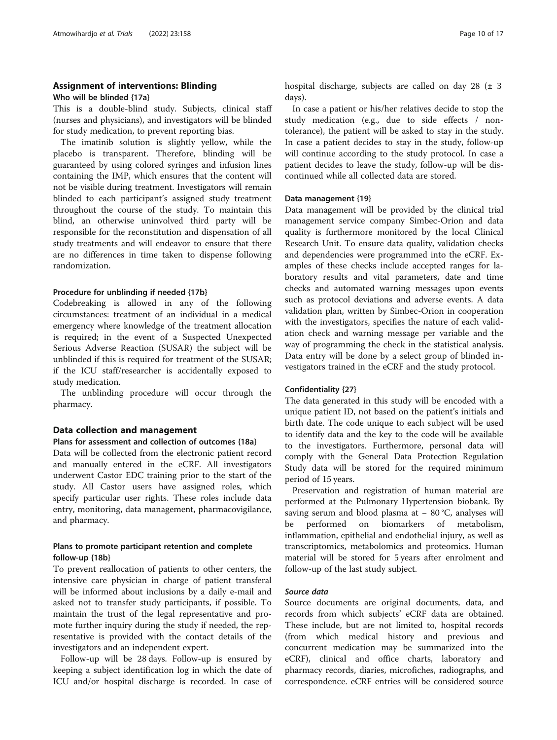## Assignment of interventions: Blinding

### Who will be blinded {17a}

This is a double-blind study. Subjects, clinical staff (nurses and physicians), and investigators will be blinded for study medication, to prevent reporting bias.

The imatinib solution is slightly yellow, while the placebo is transparent. Therefore, blinding will be guaranteed by using colored syringes and infusion lines containing the IMP, which ensures that the content will not be visible during treatment. Investigators will remain blinded to each participant's assigned study treatment throughout the course of the study. To maintain this blind, an otherwise uninvolved third party will be responsible for the reconstitution and dispensation of all study treatments and will endeavor to ensure that there are no differences in time taken to dispense following randomization.

### Procedure for unblinding if needed {17b}

Codebreaking is allowed in any of the following circumstances: treatment of an individual in a medical emergency where knowledge of the treatment allocation is required; in the event of a Suspected Unexpected Serious Adverse Reaction (SUSAR) the subject will be unblinded if this is required for treatment of the SUSAR; if the ICU staff/researcher is accidentally exposed to study medication.

The unblinding procedure will occur through the pharmacy.

## Data collection and management

### Plans for assessment and collection of outcomes {18a}

Data will be collected from the electronic patient record and manually entered in the eCRF. All investigators underwent Castor EDC training prior to the start of the study. All Castor users have assigned roles, which specify particular user rights. These roles include data entry, monitoring, data management, pharmacovigilance, and pharmacy.

### Plans to promote participant retention and complete follow-up {18b}

To prevent reallocation of patients to other centers, the intensive care physician in charge of patient transferal will be informed about inclusions by a daily e-mail and asked not to transfer study participants, if possible. To maintain the trust of the legal representative and promote further inquiry during the study if needed, the representative is provided with the contact details of the investigators and an independent expert.

Follow-up will be 28 days. Follow-up is ensured by keeping a subject identification log in which the date of ICU and/or hospital discharge is recorded. In case of hospital discharge, subjects are called on day 28 (± 3 days).

In case a patient or his/her relatives decide to stop the study medication (e.g., due to side effects / non-tolerance), the patient will be asked to stay in the study. In case a patient decides to stay in the study, follow-up will continue according to the study protocol. In case a patient decides to leave the study, follow-up will be discontinued while all collected data are stored.

### Data management {19}

Data management will be provided by the clinical trial management service company Simbec-Orion and data quality is furthermore monitored by the local Clinical Research Unit. To ensure data quality, validation checks and dependencies were programmed into the eCRF. Examples of these checks include accepted ranges for laboratory results and vital parameters, date and time checks and automated warning messages upon events such as protocol deviations and adverse events. A data validation plan, written by Simbec-Orion in cooperation with the investigators, specifies the nature of each validation check and warning message per variable and the way of programming the check in the statistical analysis. Data entry will be done by a select group of blinded investigators trained in the eCRF and the study protocol.

### Confidentiality {27}

The data generated in this study will be encoded with a unique patient ID, not based on the patient's initials and birth date. The code unique to each subject will be used to identify data and the key to the code will be available to the investigators. Furthermore, personal data will comply with the General Data Protection Regulation Study data will be stored for the required minimum period of 15 years.

Preservation and registration of human material are performed at the Pulmonary Hypertension biobank. By saving serum and blood plasma at − 80 °C, analyses will be performed on biomarkers of metabolism, inflammation, epithelial and endothelial injury, as well as transcriptomics, metabolomics and proteomics. Human material will be stored for 5 years after enrolment and follow-up of the last study subject.

#### *Source data*

Source documents are original documents, data, and records from which subjects' eCRF data are obtained. These include, but are not limited to, hospital records (from which medical history and previous and concurrent medication may be summarized into the eCRF), clinical and office charts, laboratory and pharmacy records, diaries, microfiches, radiographs, and correspondence. eCRF entries will be considered source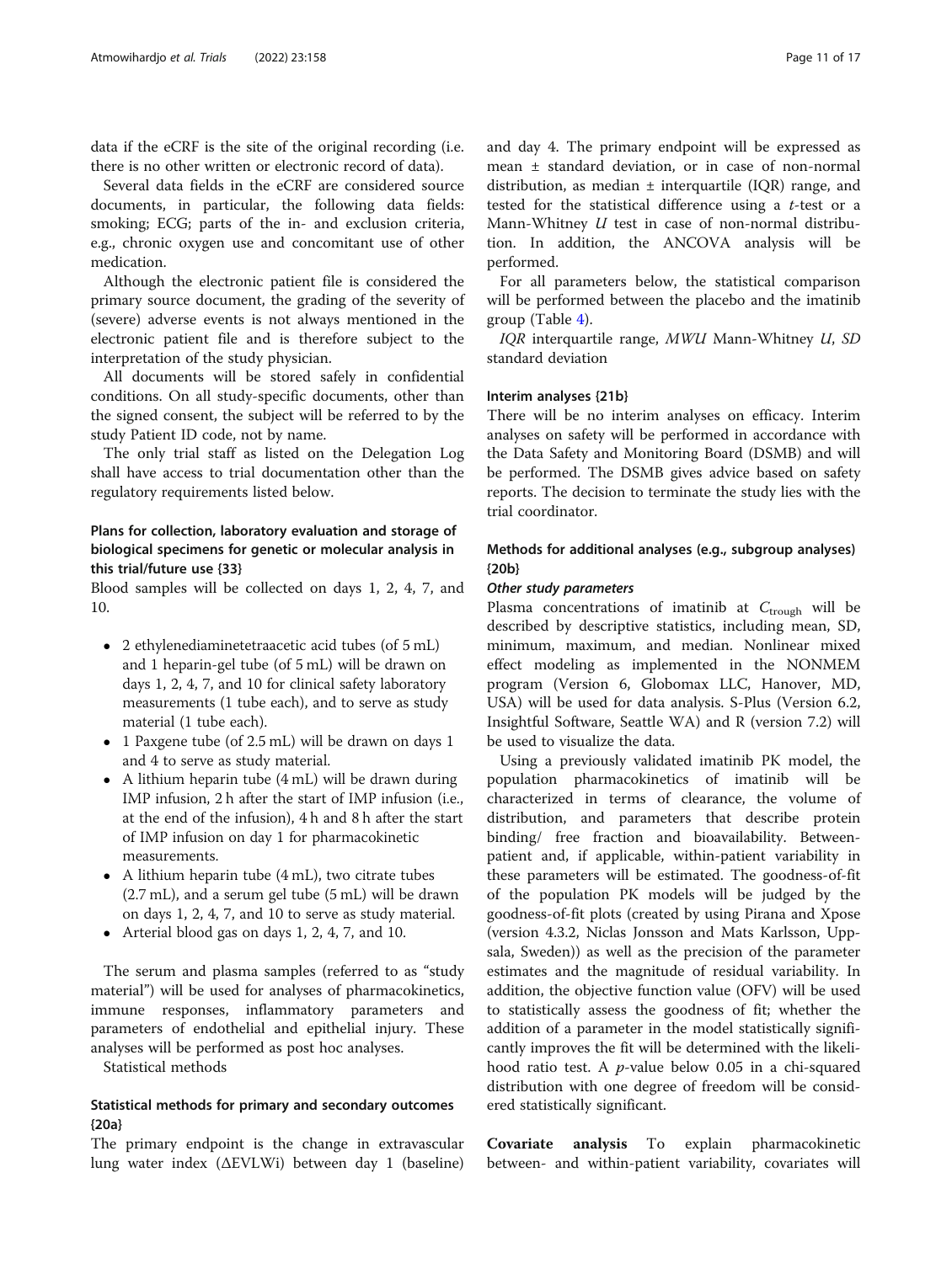data if the eCRF is the site of the original recording (i.e. there is no other written or electronic record of data).

Several data fields in the eCRF are considered source documents, in particular, the following data fields: smoking; ECG; parts of the in- and exclusion criteria, e.g., chronic oxygen use and concomitant use of other medication.

Although the electronic patient file is considered the primary source document, the grading of the severity of (severe) adverse events is not always mentioned in the electronic patient file and is therefore subject to the interpretation of the study physician.

All documents will be stored safely in confidential conditions. On all study-specific documents, other than the signed consent, the subject will be referred to by the study Patient ID code, not by name.

The only trial staff as listed on the Delegation Log shall have access to trial documentation other than the regulatory requirements listed below.

### Plans for collection, laboratory evaluation and storage of biological specimens for genetic or molecular analysis in this trial/future use {33}

Blood samples will be collected on days 1, 2, 4, 7, and 10.

- 2 ethylenediaminetetraacetic acid tubes (of 5 mL) and 1 heparin-gel tube (of 5 mL) will be drawn on days 1, 2, 4, 7, and 10 for clinical safety laboratory measurements (1 tube each), and to serve as study material (1 tube each).
- 1 Paxgene tube (of 2.5 mL) will be drawn on days 1 and 4 to serve as study material.
- A lithium heparin tube (4 mL) will be drawn during IMP infusion, 2 h after the start of IMP infusion (i.e., at the end of the infusion), 4 h and 8 h after the start of IMP infusion on day 1 for pharmacokinetic measurements.
- A lithium heparin tube (4 mL), two citrate tubes (2.7 mL), and a serum gel tube (5 mL) will be drawn on days 1, 2, 4, 7, and 10 to serve as study material.
- Arterial blood gas on days 1, 2, 4, 7, and 10.

The serum and plasma samples (referred to as "study material") will be used for analyses of pharmacokinetics, immune responses, inflammatory parameters and parameters of endothelial and epithelial injury. These analyses will be performed as post hoc analyses.

Statistical methods

### Statistical methods for primary and secondary outcomes {20a}

The primary endpoint is the change in extravascular lung water index (ΔEVLWi) between day 1 (baseline) and day 4. The primary endpoint will be expressed as mean ± standard deviation, or in case of non-normal distribution, as median ± interquartile (IQR) range, and tested for the statistical difference using a *t*-test or a Mann-Whitney *U* test in case of non-normal distribution. In addition, the ANCOVA analysis will be performed.

For all parameters below, the statistical comparison will be performed between the placebo and the imatinib group (Table 4).

*IQR* interquartile range, *MWU* Mann-Whitney *U*, *SD* standard deviation

### Interim analyses {21b}

There will be no interim analyses on efficacy. Interim analyses on safety will be performed in accordance with the Data Safety and Monitoring Board (DSMB) and will be performed. The DSMB gives advice based on safety reports. The decision to terminate the study lies with the trial coordinator.

### Methods for additional analyses (e.g., subgroup analyses) {20b}

#### *Other study parameters*

Plasma concentrations of imatinib at $C_{\text{trough}}$ will be described by descriptive statistics, including mean, SD, minimum, maximum, and median. Nonlinear mixed effect modeling as implemented in the NONMEM program (Version 6, Globomax LLC, Hanover, MD, USA) will be used for data analysis. S-Plus (Version 6.2, Insightful Software, Seattle WA) and R (version 7.2) will be used to visualize the data.

Using a previously validated imatinib PK model, the population pharmacokinetics of imatinib will be characterized in terms of clearance, the volume of distribution, and parameters that describe protein binding/ free fraction and bioavailability. Between-patient and, if applicable, within-patient variability in these parameters will be estimated. The goodness-of-fit of the population PK models will be judged by the goodness-of-fit plots (created by using Pirana and Xpose (version 4.3.2, Niclas Jonsson and Mats Karlsson, Uppsala, Sweden)) as well as the precision of the parameter estimates and the magnitude of residual variability. In addition, the objective function value (OFV) will be used to statistically assess the goodness of fit; whether the addition of a parameter in the model statistically significantly improves the fit will be determined with the likelihood ratio test. A *p*-value below 0.05 in a chi-squared distribution with one degree of freedom will be considered statistically significant.

**Covariate analysis** To explain pharmacokinetic between- and within-patient variability, covariates will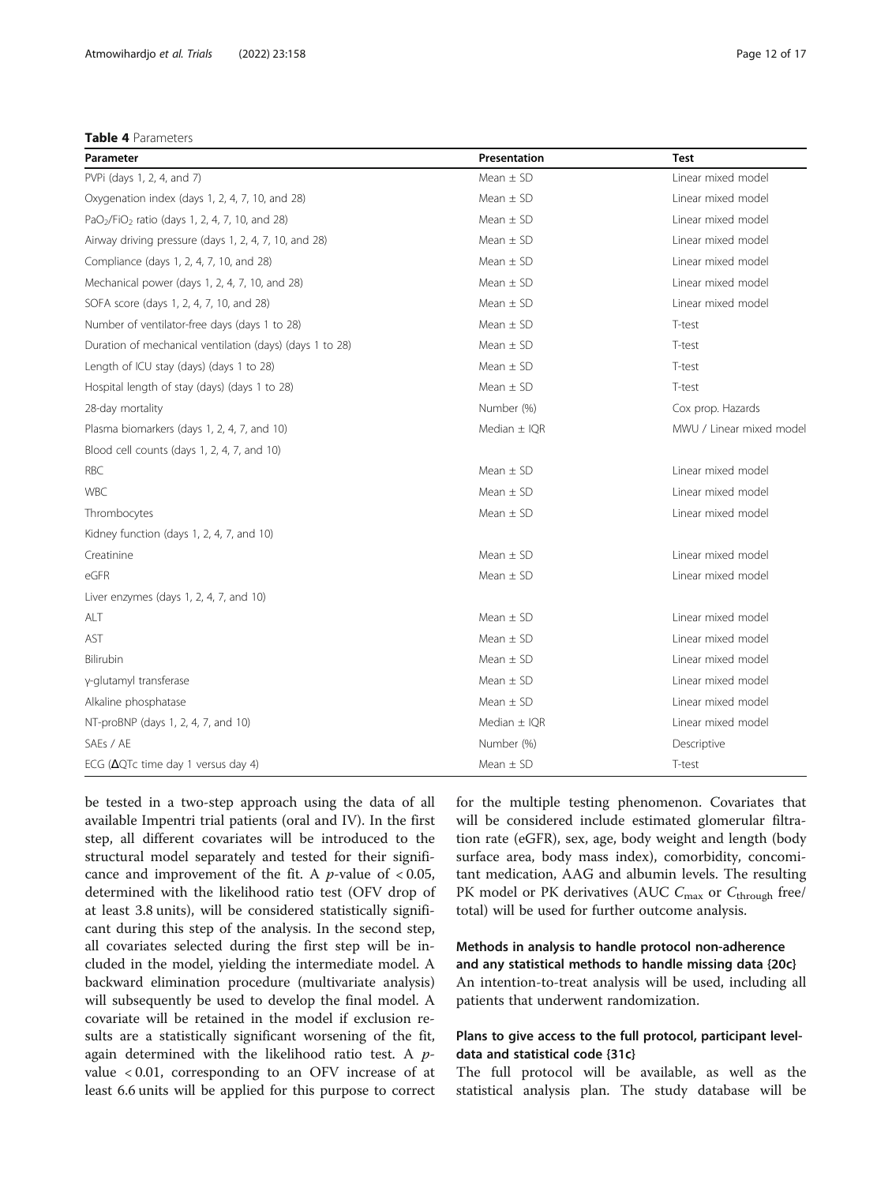**Table 4** Parameters

| Parameter | Presentation | Test |
| --- | --- | --- |
| PVPi (days 1, 2, 4, and 7) | Mean ± SD | Linear mixed model |
| Oxygenation index (days 1, 2, 4, 7, 10, and 28) | Mean ± SD | Linear mixed model |
| $PaO_2/FiO_2$ ratio (days 1, 2, 4, 7, 10, and 28) | Mean ± SD | Linear mixed model |
| Airway driving pressure (days 1, 2, 4, 7, 10, and 28) | Mean ± SD | Linear mixed model |
| Compliance (days 1, 2, 4, 7, 10, and 28) | Mean ± SD | Linear mixed model |
| Mechanical power (days 1, 2, 4, 7, 10, and 28) | Mean ± SD | Linear mixed model |
| SOFA score (days 1, 2, 4, 7, 10, and 28) | Mean ± SD | Linear mixed model |
| Number of ventilator-free days (days 1 to 28) | Mean ± SD | T-test |
| Duration of mechanical ventilation (days) (days 1 to 28) | Mean ± SD | T-test |
| Length of ICU stay (days) (days 1 to 28) | Mean ± SD | T-test |
| Hospital length of stay (days) (days 1 to 28) | Mean ± SD | T-test |
| 28-day mortality | Number (%) | Cox prop. Hazards |
| Plasma biomarkers (days 1, 2, 4, 7, and 10) | Median ± IQR | MWU / Linear mixed model |
| Blood cell counts (days 1, 2, 4, 7, and 10) | | |
| RBC | Mean ± SD | Linear mixed model |
| WBC | Mean ± SD | Linear mixed model |
| Thrombocytes | Mean ± SD | Linear mixed model |
| Kidney function (days 1, 2, 4, 7, and 10) | | |
| Creatinine | Mean ± SD | Linear mixed model |
| eGFR | Mean ± SD | Linear mixed model |
| Liver enzymes (days 1, 2, 4, 7, and 10) | | |
| ALT | Mean ± SD | Linear mixed model |
| AST | Mean ± SD | Linear mixed model |
| Bilirubin | Mean ± SD | Linear mixed model |
| γ-glutamyl transferase | Mean ± SD | Linear mixed model |
| Alkaline phosphatase | Mean ± SD | Linear mixed model |
| NT-proBNP (days 1, 2, 4, 7, and 10) | Median ± IQR | Linear mixed model |
| SAEs / AE | Number (%) | Descriptive |
| ECG (ΔQTc time day 1 versus day 4) | Mean ± SD | T-test |

be tested in a two-step approach using the data of all available Impentri trial patients (oral and IV). In the first step, all different covariates will be introduced to the structural model separately and tested for their significance and improvement of the fit. A $p$-value of $< 0.05$, determined with the likelihood ratio test (OFV drop of at least 3.8 units), will be considered statistically significant during this step of the analysis. In the second step, all covariates selected during the first step will be included in the model, yielding the intermediate model. A backward elimination procedure (multivariate analysis) will subsequently be used to develop the final model. A covariate will be retained in the model if exclusion results are a statistically significant worsening of the fit, again determined with the likelihood ratio test. A $p$-value $< 0.01$, corresponding to an OFV increase of at least 6.6 units will be applied for this purpose to correct for the multiple testing phenomenon. Covariates that will be considered include estimated glomerular filtration rate (eGFR), sex, age, body weight and length (body surface area, body mass index), comorbidity, concomitant medication, AAG and albumin levels. The resulting PK model or PK derivatives (AUC $C_{max}$ or $C_{through}$ free/total) will be used for further outcome analysis.

### Methods in analysis to handle protocol non-adherence and any statistical methods to handle missing data {20c}

An intention-to-treat analysis will be used, including all patients that underwent randomization.

### Plans to give access to the full protocol, participant level-data and statistical code {31c}

The full protocol will be available, as well as the statistical analysis plan. The study database will be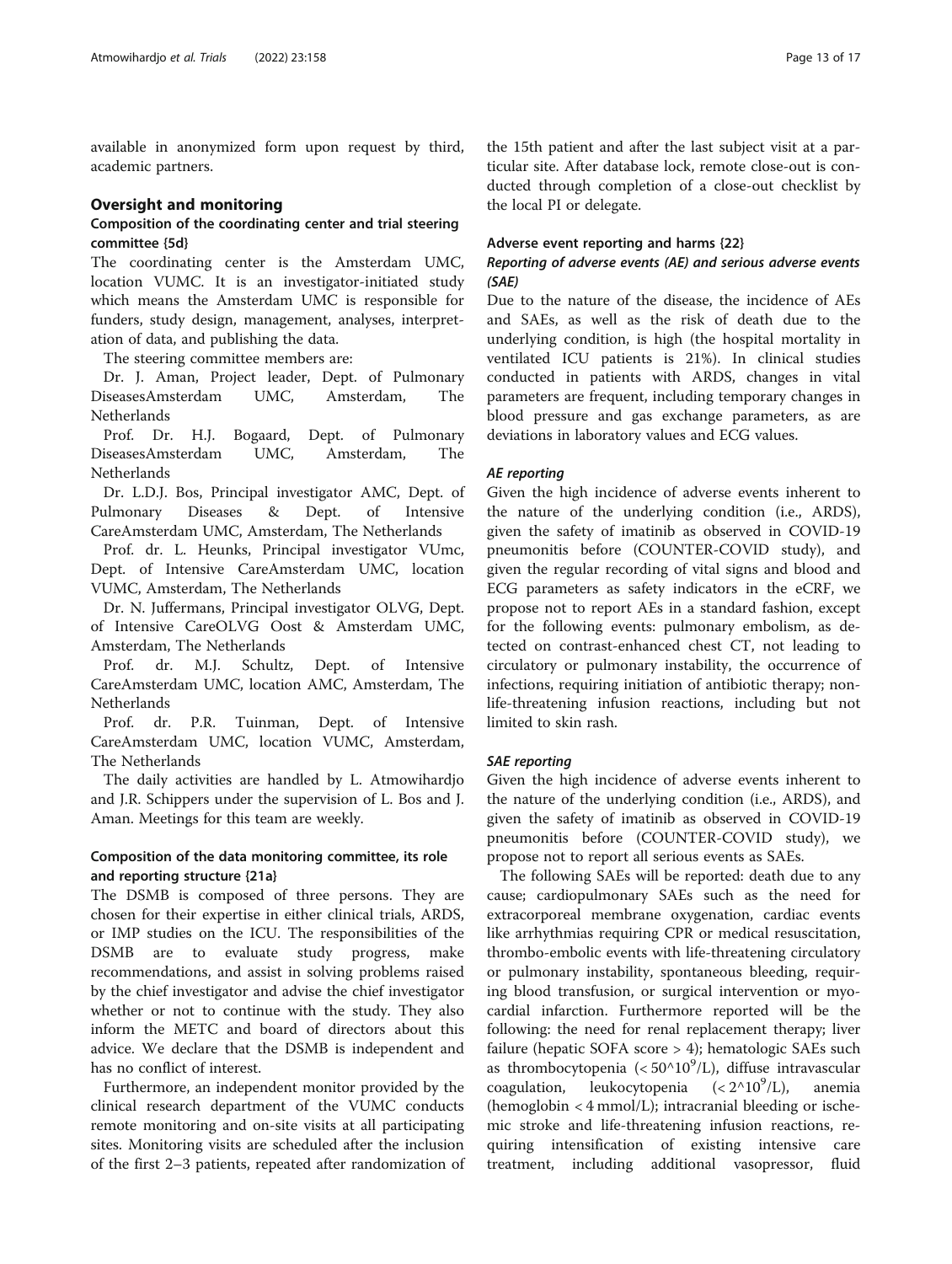available in anonymized form upon request by third, academic partners.

## Oversight and monitoring

### Composition of the coordinating center and trial steering committee {5d}

The coordinating center is the Amsterdam UMC, location VUMC. It is an investigator-initiated study which means the Amsterdam UMC is responsible for funders, study design, management, analyses, interpretation of data, and publishing the data.

The steering committee members are:

Dr. J. Aman, Project leader, Dept. of Pulmonary DiseasesAmsterdam UMC, Amsterdam, The Netherlands

Prof. Dr. H.J. Bogaard, Dept. of Pulmonary DiseasesAmsterdam UMC, Amsterdam, The Netherlands

Dr. L.D.J. Bos, Principal investigator AMC, Dept. of Pulmonary Diseases & Dept. of Intensive CareAmsterdam UMC, Amsterdam, The Netherlands

Prof. dr. L. Heunks, Principal investigator VUmc, Dept. of Intensive CareAmsterdam UMC, location VUMC, Amsterdam, The Netherlands

Dr. N. Juffermans, Principal investigator OLVG, Dept. of Intensive CareOLVG Oost & Amsterdam UMC, Amsterdam, The Netherlands

Prof. dr. M.J. Schultz, Dept. of Intensive CareAmsterdam UMC, location AMC, Amsterdam, The Netherlands

Prof. dr. P.R. Tuinman, Dept. of Intensive CareAmsterdam UMC, location VUMC, Amsterdam, The Netherlands

The daily activities are handled by L. Atmowihardjo and J.R. Schippers under the supervision of L. Bos and J. Aman. Meetings for this team are weekly.

### Composition of the data monitoring committee, its role and reporting structure {21a}

The DSMB is composed of three persons. They are chosen for their expertise in either clinical trials, ARDS, or IMP studies on the ICU. The responsibilities of the DSMB are to evaluate study progress, make recommendations, and assist in solving problems raised by the chief investigator and advise the chief investigator whether or not to continue with the study. They also inform the METC and board of directors about this advice. We declare that the DSMB is independent and has no conflict of interest.

Furthermore, an independent monitor provided by the clinical research department of the VUMC conducts remote monitoring and on-site visits at all participating sites. Monitoring visits are scheduled after the inclusion of the first 2–3 patients, repeated after randomization of the 15th patient and after the last subject visit at a particular site. After database lock, remote close-out is conducted through completion of a close-out checklist by the local PI or delegate.

### Adverse event reporting and harms {22}

#### *Reporting of adverse events (AE) and serious adverse events (SAE)*

Due to the nature of the disease, the incidence of AEs and SAEs, as well as the risk of death due to the underlying condition, is high (the hospital mortality in ventilated ICU patients is 21%). In clinical studies conducted in patients with ARDS, changes in vital parameters are frequent, including temporary changes in blood pressure and gas exchange parameters, as are deviations in laboratory values and ECG values.

#### *AE reporting*

Given the high incidence of adverse events inherent to the nature of the underlying condition (i.e., ARDS), given the safety of imatinib as observed in COVID-19 pneumonitis before (COUNTER-COVID study), and given the regular recording of vital signs and blood and ECG parameters as safety indicators in the eCRF, we propose not to report AEs in a standard fashion, except for the following events: pulmonary embolism, as detected on contrast-enhanced chest CT, not leading to circulatory or pulmonary instability, the occurrence of infections, requiring initiation of antibiotic therapy; non-life-threatening infusion reactions, including but not limited to skin rash.

#### *SAE reporting*

Given the high incidence of adverse events inherent to the nature of the underlying condition (i.e., ARDS), and given the safety of imatinib as observed in COVID-19 pneumonitis before (COUNTER-COVID study), we propose not to report all serious events as SAEs.

The following SAEs will be reported: death due to any cause; cardiopulmonary SAEs such as the need for extracorporeal membrane oxygenation, cardiac events like arrhythmias requiring CPR or medical resuscitation, thrombo-embolic events with life-threatening circulatory or pulmonary instability, spontaneous bleeding, requiring blood transfusion, or surgical intervention or myocardial infarction. Furthermore reported will be the following: the need for renal replacement therapy; liver failure (hepatic SOFA score > 4); hematologic SAEs such as thrombocytopenia ($< 50\text{^}10^9$/L), diffuse intravascular coagulation, leukocytopenia ($< 2\text{^}10^9$/L), anemia (hemoglobin < 4 mmol/L); intracranial bleeding or ischemic stroke and life-threatening infusion reactions, requiring intensification of existing intensive care treatment, including additional vasopressor, fluid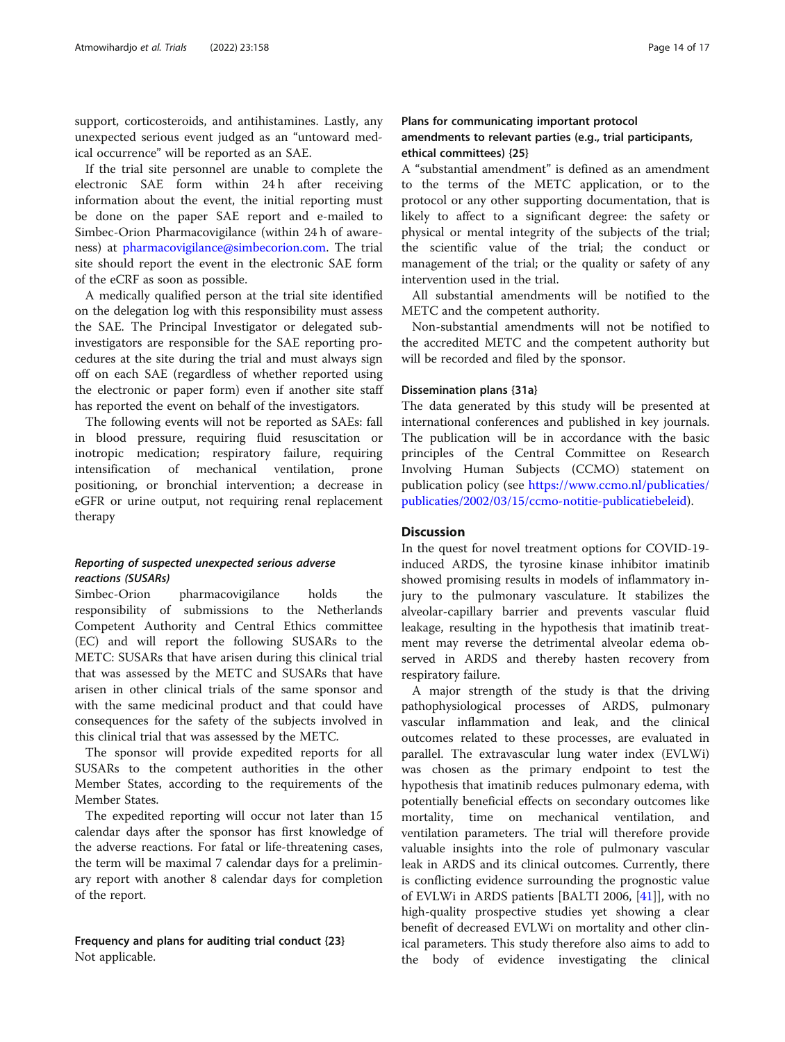support, corticosteroids, and antihistamines. Lastly, any unexpected serious event judged as an "untoward medical occurrence" will be reported as an SAE.

If the trial site personnel are unable to complete the electronic SAE form within 24 h after receiving information about the event, the initial reporting must be done on the paper SAE report and e-mailed to Simbec-Orion Pharmacovigilance (within 24 h of awareness) at pharmacovigilance@simbecorion.com. The trial site should report the event in the electronic SAE form of the eCRF as soon as possible.

A medically qualified person at the trial site identified on the delegation log with this responsibility must assess the SAE. The Principal Investigator or delegated sub-investigators are responsible for the SAE reporting procedures at the site during the trial and must always sign off on each SAE (regardless of whether reported using the electronic or paper form) even if another site staff has reported the event on behalf of the investigators.

The following events will not be reported as SAEs: fall in blood pressure, requiring fluid resuscitation or inotropic medication; respiratory failure, requiring intensification of mechanical ventilation, prone positioning, or bronchial intervention; a decrease in eGFR or urine output, not requiring renal replacement therapy

#### *Reporting of suspected unexpected serious adverse reactions (SUSARs)*

Simbec-Orion pharmacovigilance holds the responsibility of submissions to the Netherlands Competent Authority and Central Ethics committee (EC) and will report the following SUSARs to the METC: SUSARs that have arisen during this clinical trial that was assessed by the METC and SUSARs that have arisen in other clinical trials of the same sponsor and with the same medicinal product and that could have consequences for the safety of the subjects involved in this clinical trial that was assessed by the METC.

The sponsor will provide expedited reports for all SUSARs to the competent authorities in the other Member States, according to the requirements of the Member States.

The expedited reporting will occur not later than 15 calendar days after the sponsor has first knowledge of the adverse reactions. For fatal or life-threatening cases, the term will be maximal 7 calendar days for a preliminary report with another 8 calendar days for completion of the report.

### Frequency and plans for auditing trial conduct {23}

Not applicable.

### Plans for communicating important protocol amendments to relevant parties (e.g., trial participants, ethical committees) {25}

A "substantial amendment" is defined as an amendment to the terms of the METC application, or to the protocol or any other supporting documentation, that is likely to affect to a significant degree: the safety or physical or mental integrity of the subjects of the trial; the scientific value of the trial; the conduct or management of the trial; or the quality or safety of any intervention used in the trial.

All substantial amendments will be notified to the METC and the competent authority.

Non-substantial amendments will not be notified to the accredited METC and the competent authority but will be recorded and filed by the sponsor.

### Dissemination plans {31a}

The data generated by this study will be presented at international conferences and published in key journals. The publication will be in accordance with the basic principles of the Central Committee on Research Involving Human Subjects (CCMO) statement on publication policy (see https://www.ccmo.nl/publicaties/publicaties/2002/03/15/ccmo-notitie-publicatiebeleid).

## Discussion

In the quest for novel treatment options for COVID-19-induced ARDS, the tyrosine kinase inhibitor imatinib showed promising results in models of inflammatory injury to the pulmonary vasculature. It stabilizes the alveolar-capillary barrier and prevents vascular fluid leakage, resulting in the hypothesis that imatinib treatment may reverse the detrimental alveolar edema observed in ARDS and thereby hasten recovery from respiratory failure.

A major strength of the study is that the driving pathophysiological processes of ARDS, pulmonary vascular inflammation and leak, and the clinical outcomes related to these processes, are evaluated in parallel. The extravascular lung water index (EVLWi) was chosen as the primary endpoint to test the hypothesis that imatinib reduces pulmonary edema, with potentially beneficial effects on secondary outcomes like mortality, time on mechanical ventilation, and ventilation parameters. The trial will therefore provide valuable insights into the role of pulmonary vascular leak in ARDS and its clinical outcomes. Currently, there is conflicting evidence surrounding the prognostic value of EVLWi in ARDS patients [BALTI 2006, [41]], with no high-quality prospective studies yet showing a clear benefit of decreased EVLWi on mortality and other clinical parameters. This study therefore also aims to add to the body of evidence investigating the clinical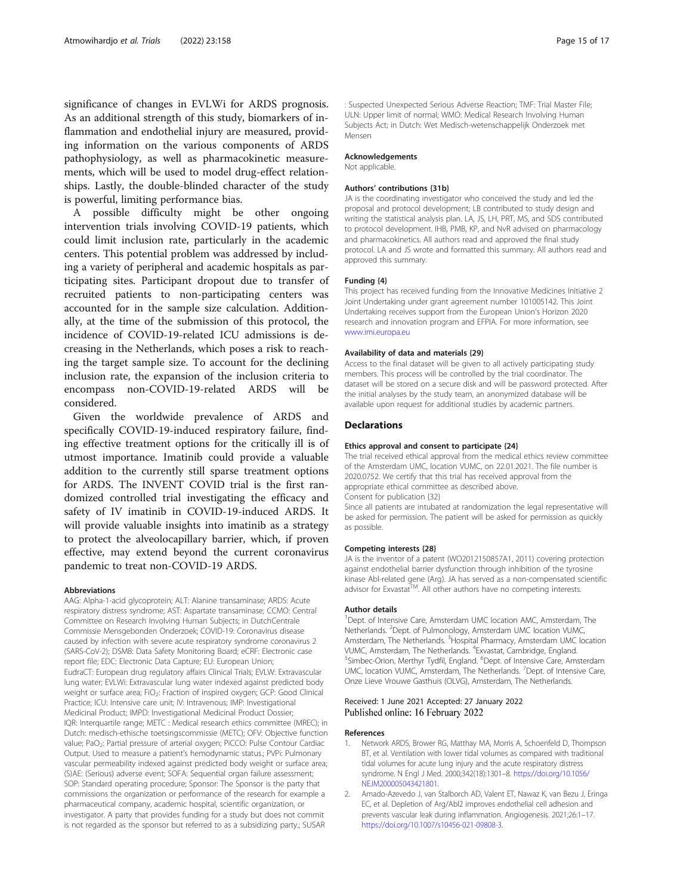significance of changes in EVLWi for ARDS prognosis. As an additional strength of this study, biomarkers of inflammation and endothelial injury are measured, providing information on the various components of ARDS pathophysiology, as well as pharmacokinetic measurements, which will be used to model drug-effect relationships. Lastly, the double-blinded character of the study is powerful, limiting performance bias.

A possible difficulty might be other ongoing intervention trials involving COVID-19 patients, which could limit inclusion rate, particularly in the academic centers. This potential problem was addressed by including a variety of peripheral and academic hospitals as participating sites. Participant dropout due to transfer of recruited patients to non-participating centers was accounted for in the sample size calculation. Additionally, at the time of the submission of this protocol, the incidence of COVID-19-related ICU admissions is decreasing in the Netherlands, which poses a risk to reaching the target sample size. To account for the declining inclusion rate, the expansion of the inclusion criteria to encompass non-COVID-19-related ARDS will be considered.

Given the worldwide prevalence of ARDS and specifically COVID-19-induced respiratory failure, finding effective treatment options for the critically ill is of utmost importance. Imatinib could provide a valuable addition to the currently still sparse treatment options for ARDS. The INVENT COVID trial is the first randomized controlled trial investigating the efficacy and safety of IV imatinib in COVID-19-induced ARDS. It will provide valuable insights into imatinib as a strategy to protect the alveolocapillary barrier, which, if proven effective, may extend beyond the current coronavirus pandemic to treat non-COVID-19 ARDS.

#### Abbreviations

AAG: Alpha-1-acid glycoprotein; ALT: Alanine transaminase; ARDS: Acute respiratory distress syndrome; AST: Aspartate transaminase; CCMO: Central Committee on Research Involving Human Subjects; in DutchCentrale Commissie Mensgebonden Onderzoek; COVID-19: Coronavirus disease caused by infection with severe acute respiratory syndrome coronavirus 2 (SARS-CoV-2); DSMB: Data Safety Monitoring Board; eCRF: Electronic case report file; EDC: Electronic Data Capture; EU: European Union; EudraCT: European drug regulatory affairs Clinical Trials; EVLW: Extravascular lung water; EVLWi: Extravascular lung water indexed against predicted body weight or surface area; $FiO_2$: Fraction of inspired oxygen; GCP: Good Clinical Practice; ICU: Intensive care unit; IV: Intravenous; IMP: Investigational Medicinal Product; IMPD: Investigational Medicinal Product Dossier; IQR: Interquartile range; METC : Medical research ethics committee (MREC); in Dutch: medisch-ethische toetsingscommissie (METC); OFV: Objective function value; $PaO_2$: Partial pressure of arterial oxygen; PiCCO: Pulse Contour Cardiac Output. Used to measure a patient's hemodynamic status.; PVPi: Pulmonary vascular permeability indexed against predicted body weight or surface area; (S)AE: (Serious) adverse event; SOFA: Sequential organ failure assessment; SOP: Standard operating procedure; Sponsor: The Sponsor is the party that commissions the organization or performance of the research for example a pharmaceutical company, academic hospital, scientific organization, or investigator. A party that provides funding for a study but does not commit is not regarded as the sponsor but referred to as a subsidizing party.; SUSAR : Suspected Unexpected Serious Adverse Reaction; TMF: Trial Master File; ULN: Upper limit of normal; WMO: Medical Research Involving Human Subjects Act; in Dutch: Wet Medisch-wetenschappelijk Onderzoek met Mensen

#### Acknowledgements

Not applicable.

#### Authors' contributions {31b}

JA is the coordinating investigator who conceived the study and led the proposal and protocol development; LB contributed to study design and writing the statistical analysis plan. LA, JS, LH, PRT, MS, and SDS contributed to protocol development. IHB, PMB, KP, and NvR advised on pharmacology and pharmacokinetics. All authors read and approved the final study protocol. LA and JS wrote and formatted this summary. All authors read and approved this summary.

#### Funding {4}

This project has received funding from the Innovative Medicines Initiative 2 Joint Undertaking under grant agreement number 101005142. This Joint Undertaking receives support from the European Union's Horizon 2020 research and innovation program and EFPIA. For more information, see www.imi.europa.eu

#### Availability of data and materials {29}

Access to the final dataset will be given to all actively participating study members. This process will be controlled by the trial coordinator. The dataset will be stored on a secure disk and will be password protected. After the initial analyses by the study team, an anonymized database will be available upon request for additional studies by academic partners.

## Declarations

#### Ethics approval and consent to participate {24}

The trial received ethical approval from the medical ethics review committee of the Amsterdam UMC, location VUMC, on 22.01.2021. The file number is 2020.0752. We certify that this trial has received approval from the appropriate ethical committee as described above.

Consent for publication {32}

Since all patients are intubated at randomization the legal representative will be asked for permission. The patient will be asked for permission as quickly as possible.

#### Competing interests {28}

JA is the inventor of a patent (WO2012150857A1, 2011) covering protection against endothelial barrier dysfunction through inhibition of the tyrosine kinase Abl-related gene (Arg). JA has served as a non-compensated scientific advisor for Exvastat™. All other authors have no competing interests.

#### Author details

[1]Dept. of Intensive Care, Amsterdam UMC location AMC, Amsterdam, The Netherlands. [2]Dept. of Pulmonology, Amsterdam UMC location VUMC, Amsterdam, The Netherlands. [3]Hospital Pharmacy, Amsterdam UMC location VUMC, Amsterdam, The Netherlands. [4]Exvastat, Cambridge, England. [5]Simbec-Orion, Merthyr Tydfil, England. [6]Dept. of Intensive Care, Amsterdam UMC, location VUMC, Amsterdam, The Netherlands. [7]Dept. of Intensive Care, Onze Lieve Vrouwe Gasthuis (OLVG), Amsterdam, The Netherlands.

Received: 1 June 2021 Accepted: 27 January 2022
Published online: 16 February 2022

#### References

1. Network ARDS, Brower RG, Matthay MA, Morris A, Schoenfeld D, Thompson BT, et al. Ventilation with lower tidal volumes as compared with traditional tidal volumes for acute lung injury and the acute respiratory distress syndrome. N Engl J Med. 2000;342(18):1301–8. https://doi.org/10.1056/NEJM200005043421801.
2. Amado-Azevedo J, van Stalborch AD, Valent ET, Nawaz K, van Bezu J, Eringa EC, et al. Depletion of Arg/Abl2 improves endothelial cell adhesion and prevents vascular leak during inflammation. Angiogenesis. 2021;26:1–17. https://doi.org/10.1007/s10456-021-09808-3.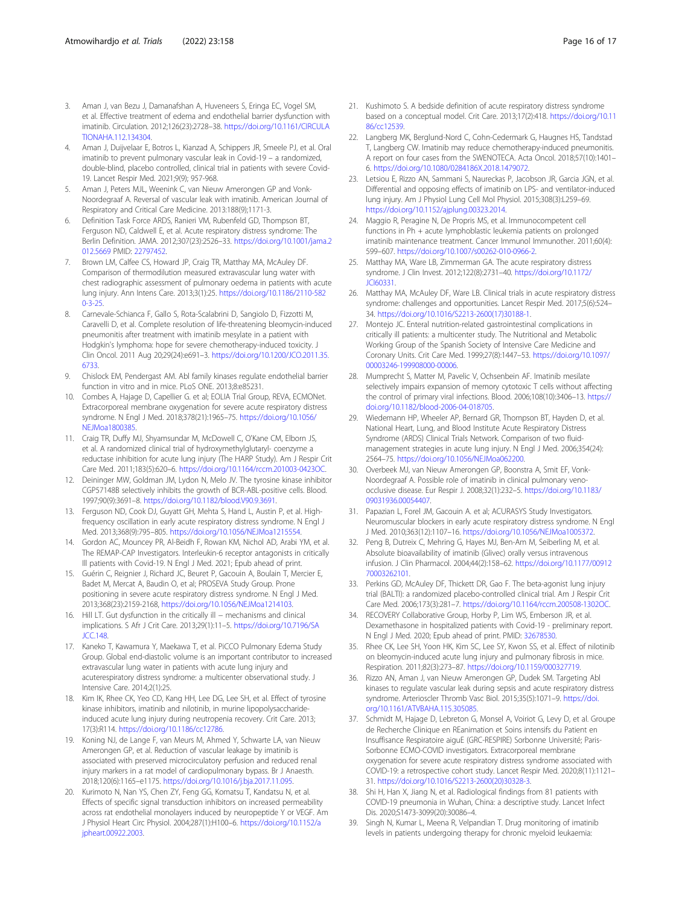3. Aman J, van Bezu J, Damanafshan A, Huveneers S, Eringa EC, Vogel SM, et al. Effective treatment of edema and endothelial barrier dysfunction with imatinib. Circulation. 2012;126(23):2728–38. https://doi.org/10.1161/CIRCULATIONAHA.112.134304.
4. Aman J, Duijvelaar E, Botros L, Kianzad A, Schippers JR, Smeele PJ, et al. Oral imatinib to prevent pulmonary vascular leak in Covid-19 – a randomized, double-blind, placebo controlled, clinical trial in patients with severe Covid-19. Lancet Respir Med. 2021;9(9); 957-968.
5. Aman J, Peters MJL, Weenink C, van Nieuw Amerongen GP and Vonk-Noordegraaf A. Reversal of vascular leak with imatinib. American Journal of Respiratory and Critical Care Medicine. 2013:188(9);1171-3.
6. Definition Task Force ARDS, Ranieri VM, Rubenfeld GD, Thompson BT, Ferguson ND, Caldwell E, et al. Acute respiratory distress syndrome: The Berlin Definition. JAMA. 2012;307(23):2526–33. https://doi.org/10.1001/jama.2012.5669 PMID: 22797452.
7. Brown LM, Calfee CS, Howard JP, Craig TR, Matthay MA, McAuley DF. Comparison of thermodilution measured extravascular lung water with chest radiographic assessment of pulmonary oedema in patients with acute lung injury. Ann Intens Care. 2013;3(1):25. https://doi.org/10.1186/2110-5820-3-25.
8. Carnevale-Schianca F, Gallo S, Rota-Scalabrini D, Sangiolo D, Fizzotti M, Caravelli D, et al. Complete resolution of life-threatening bleomycin-induced pneumonitis after treatment with imatinib mesylate in a patient with Hodgkin's lymphoma: hope for severe chemotherapy-induced toxicity. J Clin Oncol. 2011 Aug 20;29(24):e691–3. https://doi.org/10.1200/JCO.2011.35.6733.
9. Chislock EM, Pendergast AM. Abl family kinases regulate endothelial barrier function in vitro and in mice. PLoS ONE. 2013;8:e85231.
10. Combes A, Hajage D, Capellier G. et al; EOLIA Trial Group, REVA, ECMONet. Extracorporeal membrane oxygenation for severe acute respiratory distress syndrome. N Engl J Med. 2018;378(21):1965–75. https://doi.org/10.1056/NEJMoa1800385.
11. Craig TR, Duffy MJ, Shyamsundar M, McDowell C, O'Kane CM, Elborn JS, et al. A randomized clinical trial of hydroxymethylglutaryl- coenzyme a reductase inhibition for acute lung injury (The HARP Study). Am J Respir Crit Care Med. 2011;183(5):620–6. https://doi.org/10.1164/rccm.201003-0423OC.
12. Deininger MW, Goldman JM, Lydon N, Melo JV. The tyrosine kinase inhibitor CGP57148B selectively inhibits the growth of BCR-ABL-positive cells. Blood. 1997;90(9):3691–8. https://doi.org/10.1182/blood.V90.9.3691.
13. Ferguson ND, Cook DJ, Guyatt GH, Mehta S, Hand L, Austin P, et al. High-frequency oscillation in early acute respiratory distress syndrome. N Engl J Med. 2013;368(9):795–805. https://doi.org/10.1056/NEJMoa1215554.
14. Gordon AC, Mouncey PR, Al-Beidh F, Rowan KM, Nichol AD, Arabi YM, et al. The REMAP-CAP Investigators. Interleukin-6 receptor antagonists in critically Ill patients with Covid-19. N Engl J Med. 2021; Epub ahead of print.
15. Guérin C, Reignier J, Richard JC, Beuret P, Gacouin A, Boulain T, Mercier E, Badet M, Mercat A, Baudin O, et al; PROSEVA Study Group. Prone positioning in severe acute respiratory distress syndrome. N Engl J Med. 2013;368(23):2159-2168, https://doi.org/10.1056/NEJMoa1214103.
16. Hill LT. Gut dysfunction in the critically ill − mechanisms and clinical implications. S Afr J Crit Care. 2013;29(1):11–5. https://doi.org/10.7196/SAJCC.148.
17. Kaneko T, Kawamura Y, Maekawa T, et al. PiCCO Pulmonary Edema Study Group. Global end-diastolic volume is an important contributor to increased extravascular lung water in patients with acute lung injury and acuterespiratory distress syndrome: a multicenter observational study. J Intensive Care. 2014;2(1):25.
18. Kim IK, Rhee CK, Yeo CD, Kang HH, Lee DG, Lee SH, et al. Effect of tyrosine kinase inhibitors, imatinib and nilotinib, in murine lipopolysaccharide-induced acute lung injury during neutropenia recovery. Crit Care. 2013; 17(3):R114. https://doi.org/10.1186/cc12786.
19. Koning NJ, de Lange F, van Meurs M, Ahmed Y, Schwarte LA, van Nieuw Amerongen GP, et al. Reduction of vascular leakage by imatinib is associated with preserved microcirculatory perfusion and reduced renal injury markers in a rat model of cardiopulmonary bypass. Br J Anaesth. 2018;120(6):1165–e1175. https://doi.org/10.1016/j.bja.2017.11.095.
20. Kurimoto N, Nan YS, Chen ZY, Feng GG, Komatsu T, Kandatsu N, et al. Effects of specific signal transduction inhibitors on increased permeability across rat endothelial monolayers induced by neuropeptide Y or VEGF. Am J Physiol Heart Circ Physiol. 2004;287(1):H100–6. https://doi.org/10.1152/ajpheart.00922.2003.
21. Kushimoto S. A bedside definition of acute respiratory distress syndrome based on a conceptual model. Crit Care. 2013;17(2):418. https://doi.org/10.1186/cc12539.
22. Langberg MK, Berglund-Nord C, Cohn-Cedermark G, Haugnes HS, Tandstad T, Langberg CW. Imatinib may reduce chemotherapy-induced pneumonitis. A report on four cases from the SWENOTECA. Acta Oncol. 2018;57(10):1401–6. https://doi.org/10.1080/0284186X.2018.1479072.
23. Letsiou E, Rizzo AN, Sammani S, Naureckas P, Jacobson JR, Garcia JGN, et al. Differential and opposing effects of imatinib on LPS- and ventilator-induced lung injury. Am J Physiol Lung Cell Mol Physiol. 2015;308(3):L259–69. https://doi.org/10.1152/ajplung.00323.2014.
24. Maggio R, Peragine N, De Propris MS, et al. Immunocompetent cell functions in Ph + acute lymphoblastic leukemia patients on prolonged imatinib maintenance treatment. Cancer Immunol Immunother. 2011;60(4): 599–607. https://doi.org/10.1007/s00262-010-0966-2.
25. Matthay MA, Ware LB, Zimmerman GA. The acute respiratory distress syndrome. J Clin Invest. 2012;122(8):2731–40. https://doi.org/10.1172/JCI60331.
26. Matthay MA, McAuley DF, Ware LB. Clinical trials in acute respiratory distress syndrome: challenges and opportunities. Lancet Respir Med. 2017;5(6):524–34. https://doi.org/10.1016/S2213-2600(17)30188-1.
27. Montejo JC. Enteral nutrition-related gastrointestinal complications in critically ill patients: a multicenter study. The Nutritional and Metabolic Working Group of the Spanish Society of Intensive Care Medicine and Coronary Units. Crit Care Med. 1999;27(8):1447–53. https://doi.org/10.1097/00003246-199908000-00006.
28. Mumprecht S, Matter M, Pavelic V, Ochsenbein AF. Imatinib mesilate selectively impairs expansion of memory cytotoxic T cells without affecting the control of primary viral infections. Blood. 2006;108(10):3406–13. https://doi.org/10.1182/blood-2006-04-018705.
29. Wiedemann HP, Wheeler AP, Bernard GR, Thompson BT, Hayden D, et al. National Heart, Lung, and Blood Institute Acute Respiratory Distress Syndrome (ARDS) Clinical Trials Network. Comparison of two fluid-management strategies in acute lung injury. N Engl J Med. 2006;354(24): 2564–75. https://doi.org/10.1056/NEJMoa062200.
30. Overbeek MJ, van Nieuw Amerongen GP, Boonstra A, Smit EF, Vonk-Noordegraaf A. Possible role of imatinib in clinical pulmonary veno-occlusive disease. Eur Respir J. 2008;32(1):232–5. https://doi.org/10.1183/09031936.00054407.
31. Papazian L, Forel JM, Gacouin A. et al; ACURASYS Study Investigators. Neuromuscular blockers in early acute respiratory distress syndrome. N Engl J Med. 2010;363(12):1107–16. https://doi.org/10.1056/NEJMoa1005372.
32. Peng B, Dutreix C, Mehring G, Hayes MJ, Ben-Am M, Seiberling M, et al. Absolute bioavailability of imatinib (Glivec) orally versus intravenous infusion. J Clin Pharmacol. 2004;44(2):158–62. https://doi.org/10.1177/0091270003262101.
33. Perkins GD, McAuley DF, Thickett DR, Gao F. The beta-agonist lung injury trial (BALTI): a randomized placebo-controlled clinical trial. Am J Respir Crit Care Med. 2006;173(3):281–7. https://doi.org/10.1164/rccm.200508-1302OC.
34. RECOVERY Collaborative Group, Horby P, Lim WS, Emberson JR, et al. Dexamethasone in hospitalized patients with Covid-19 - preliminary report. N Engl J Med. 2020; Epub ahead of print. PMID: 32678530.
35. Rhee CK, Lee SH, Yoon HK, Kim SC, Lee SY, Kwon SS, et al. Effect of nilotinib on bleomycin-induced acute lung injury and pulmonary fibrosis in mice. Respiration. 2011;82(3):273–87. https://doi.org/10.1159/000327719.
36. Rizzo AN, Aman J, van Nieuw Amerongen GP, Dudek SM. Targeting Abl kinases to regulate vascular leak during sepsis and acute respiratory distress syndrome. Arterioscler Thromb Vasc Biol. 2015;35(5):1071–9. https://doi.org/10.1161/ATVBAHA.115.305085.
37. Schmidt M, Hajage D, Lebreton G, Monsel A, Voiriot G, Levy D, et al. Groupe de Recherche Clinique en REanimation et Soins intensifs du Patient en Insuffisance Respiratoire aiguE (GRC-RESPIRE) Sorbonne Université; Paris-Sorbonne ECMO-COVID investigators. Extracorporeal membrane oxygenation for severe acute respiratory distress syndrome associated with COVID-19: a retrospective cohort study. Lancet Respir Med. 2020;8(11):1121–31. https://doi.org/10.1016/S2213-2600(20)30328-3.
38. Shi H, Han X, Jiang N, et al. Radiological findings from 81 patients with COVID-19 pneumonia in Wuhan, China: a descriptive study. Lancet Infect Dis. 2020;S1473-3099(20):30086–4.
39. Singh N, Kumar L, Meena R, Velpandian T. Drug monitoring of imatinib levels in patients undergoing therapy for chronic myeloid leukaemia: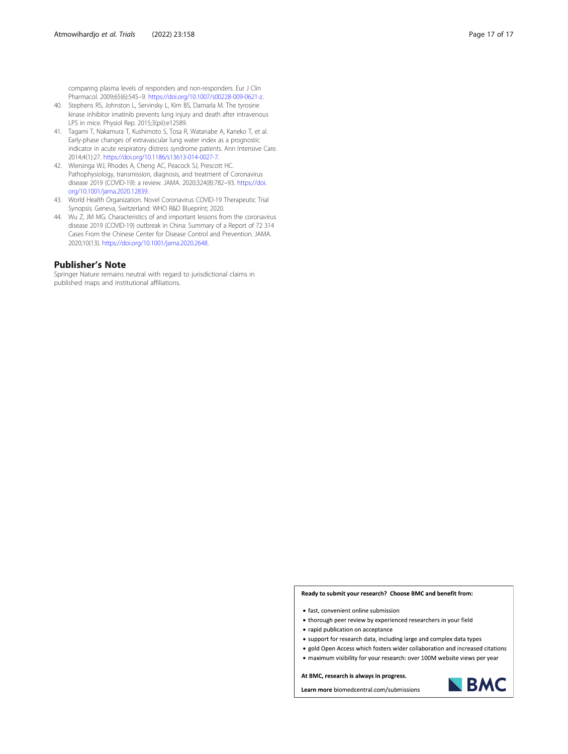comparing plasma levels of responders and non-responders. Eur J Clin Pharmacol. 2009;65(6):545–9. https://doi.org/10.1007/s00228-009-0621-z.

40. Stephens RS, Johnston L, Servinsky L, Kim BS, Damarla M. The tyrosine kinase inhibitor imatinib prevents lung injury and death after intravenous LPS in mice. Physiol Rep. 2015;3(pii):e12589.
41. Tagami T, Nakamura T, Kushimoto S, Tosa R, Watanabe A, Kaneko T, et al. Early-phase changes of extravascular lung water index as a prognostic indicator in acute respiratory distress syndrome patients. Ann Intensive Care. 2014;4(1):27. https://doi.org/10.1186/s13613-014-0027-7.
42. Wiersinga WJ, Rhodes A, Cheng AC, Peacock SJ, Prescott HC. Pathophysiology, transmission, diagnosis, and treatment of Coronavirus disease 2019 (COVID-19): a review. JAMA. 2020;324(8):782–93. https://doi.org/10.1001/jama.2020.12839.
43. World Health Organization. Novel Coronavirus COVID-19 Therapeutic Trial Synopsis. Geneva, Switzerland: WHO R&D Blueprint; 2020.
44. Wu Z, JM MG. Characteristics of and important lessons from the coronavirus disease 2019 (COVID-19) outbreak in China: Summary of a Report of 72 314 Cases From the Chinese Center for Disease Control and Prevention. JAMA. 2020;10(13). https://doi.org/10.1001/jama.2020.2648.

## Publisher's Note

Springer Nature remains neutral with regard to jurisdictional claims in published maps and institutional affiliations.

**Ready to submit your research? Choose BMC and benefit from:**

- fast, convenient online submission
- thorough peer review by experienced researchers in your field
- rapid publication on acceptance
- support for research data, including large and complex data types
- gold Open Access which fosters wider collaboration and increased citations
- maximum visibility for your research: over 100M website views per year

**At BMC, research is always in progress.**

**Learn more** biomedcentral.com/submissions

BMC